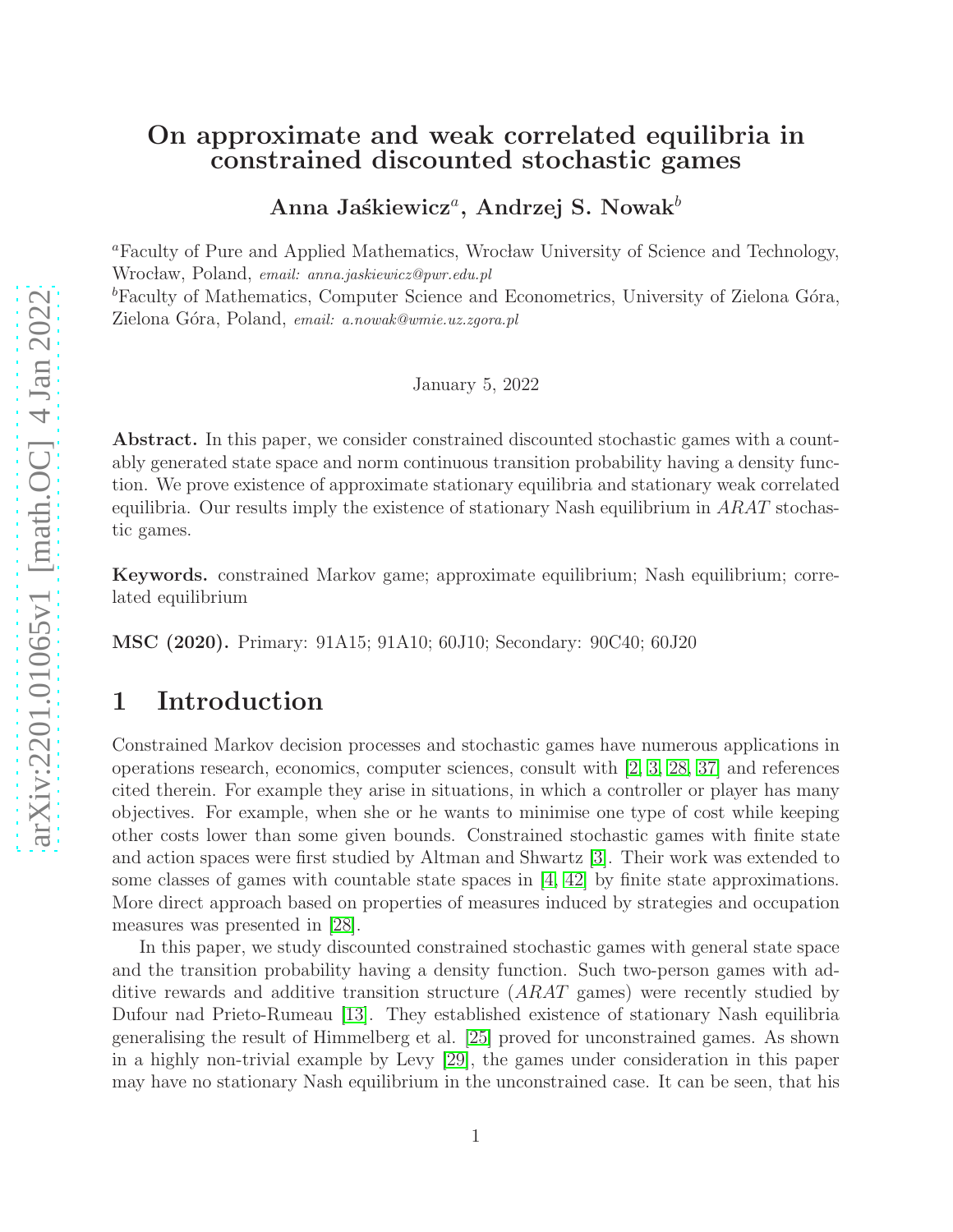# On approximate and weak correlated equilibria in constrained discounted stochastic games

**Anna Jaśkiewicz**[a], **Andrzej S. Nowak**[b]

[a]Faculty of Pure and Applied Mathematics, Wrocław University of Science and Technology, Wrocław, Poland, *email: anna.jaskiewicz@pwr.edu.pl*

[b]Faculty of Mathematics, Computer Science and Econometrics, University of Zielona Góra, Zielona Góra, Poland, *email: a.nowak@wmie.uz.zgora.pl*

January 5, 2022

**Abstract.** In this paper, we consider constrained discounted stochastic games with a countably generated state space and norm continuous transition probability having a density function. We prove existence of approximate stationary equilibria and stationary weak correlated equilibria. Our results imply the existence of stationary Nash equilibrium in *ARAT* stochastic games.

**Keywords.** constrained Markov game; approximate equilibrium; Nash equilibrium; correlated equilibrium

**MSC (2020).** Primary: 91A15; 91A10; 60J10; Secondary: 90C40; 60J20

## 1 Introduction

Constrained Markov decision processes and stochastic games have numerous applications in operations research, economics, computer sciences, consult with [2, 3, 28, 37] and references cited therein. For example they arise in situations, in which a controller or player has many objectives. For example, when she or he wants to minimise one type of cost while keeping other costs lower than some given bounds. Constrained stochastic games with finite state and action spaces were first studied by Altman and Shwartz [3]. Their work was extended to some classes of games with countable state spaces in [4, 42] by finite state approximations. More direct approach based on properties of measures induced by strategies and occupation measures was presented in [28].

In this paper, we study discounted constrained stochastic games with general state space and the transition probability having a density function. Such two-person games with additive rewards and additive transition structure (*ARAT* games) were recently studied by Dufour nad Prieto-Rumeau [13]. They established existence of stationary Nash equilibria generalising the result of Himmelberg et al. [25] proved for unconstrained games. As shown in a highly non-trivial example by Levy [29], the games under consideration in this paper may have no stationary Nash equilibrium in the unconstrained case. It can be seen, that his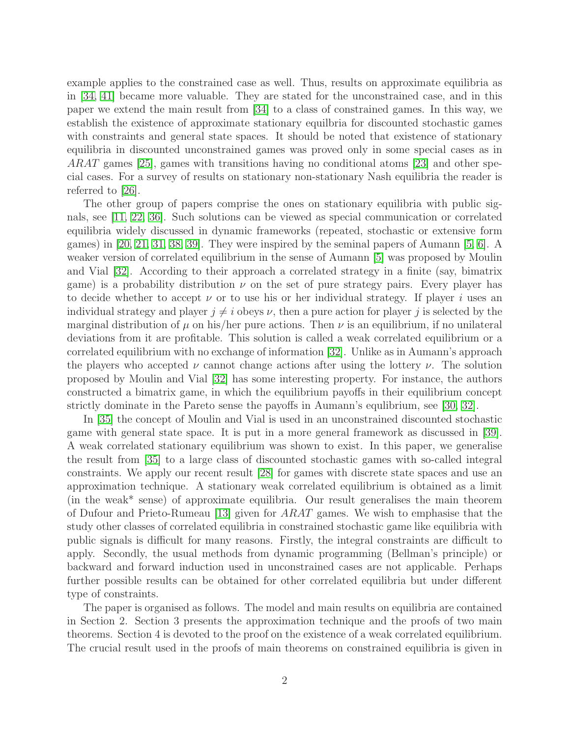example applies to the constrained case as well. Thus, results on approximate equilibria as in [34, 41] became more valuable. They are stated for the unconstrained case, and in this paper we extend the main result from [34] to a class of constrained games. In this way, we establish the existence of approximate stationary equilbria for discounted stochastic games with constraints and general state spaces. It should be noted that existence of stationary equilibria in discounted unconstrained games was proved only in some special cases as in $ARAT$ games [25], games with transitions having no conditional atoms [23] and other special cases. For a survey of results on stationary non-stationary Nash equilibria the reader is referred to [26].

The other group of papers comprise the ones on stationary equilibria with public signals, see [11, 22, 36]. Such solutions can be viewed as special communication or correlated equilibria widely discussed in dynamic frameworks (repeated, stochastic or extensive form games) in [20, 21, 31, 38, 39]. They were inspired by the seminal papers of Aumann [5, 6]. A weaker version of correlated equilibrium in the sense of Aumann [5] was proposed by Moulin and Vial [32]. According to their approach a correlated strategy in a finite (say, bimatrix game) is a probability distribution $\nu$ on the set of pure strategy pairs. Every player has to decide whether to accept $\nu$ or to use his or her individual strategy. If player $i$ uses an individual strategy and player $j \neq i$ obeys $\nu$, then a pure action for player $j$ is selected by the marginal distribution of $\mu$ on his/her pure actions. Then $\nu$ is an equilibrium, if no unilateral deviations from it are profitable. This solution is called a weak correlated equilibrium or a correlated equilibrium with no exchange of information [32]. Unlike as in Aumann's approach the players who accepted $\nu$ cannot change actions after using the lottery $\nu$. The solution proposed by Moulin and Vial [32] has some interesting property. For instance, the authors constructed a bimatrix game, in which the equilibrium payoffs in their equilibrium concept strictly dominate in the Pareto sense the payoffs in Aumann's equlibrium, see [30, 32].

In [35] the concept of Moulin and Vial is used in an unconstrained discounted stochastic game with general state space. It is put in a more general framework as discussed in [39]. A weak correlated stationary equilibrium was shown to exist. In this paper, we generalise the result from [35] to a large class of discounted stochastic games with so-called integral constraints. We apply our recent result [28] for games with discrete state spaces and use an approximation technique. A stationary weak correlated equilibrium is obtained as a limit (in the weak* sense) of approximate equilibria. Our result generalises the main theorem of Dufour and Prieto-Rumeau [13] given for $ARAT$ games. We wish to emphasise that the study other classes of correlated equilibria in constrained stochastic game like equilibria with public signals is difficult for many reasons. Firstly, the integral constraints are difficult to apply. Secondly, the usual methods from dynamic programming (Bellman's principle) or backward and forward induction used in unconstrained cases are not applicable. Perhaps further possible results can be obtained for other correlated equilibria but under different type of constraints.

The paper is organised as follows. The model and main results on equilibria are contained in Section 2. Section 3 presents the approximation technique and the proofs of two main theorems. Section 4 is devoted to the proof on the existence of a weak correlated equilibrium. The crucial result used in the proofs of main theorems on constrained equilibria is given in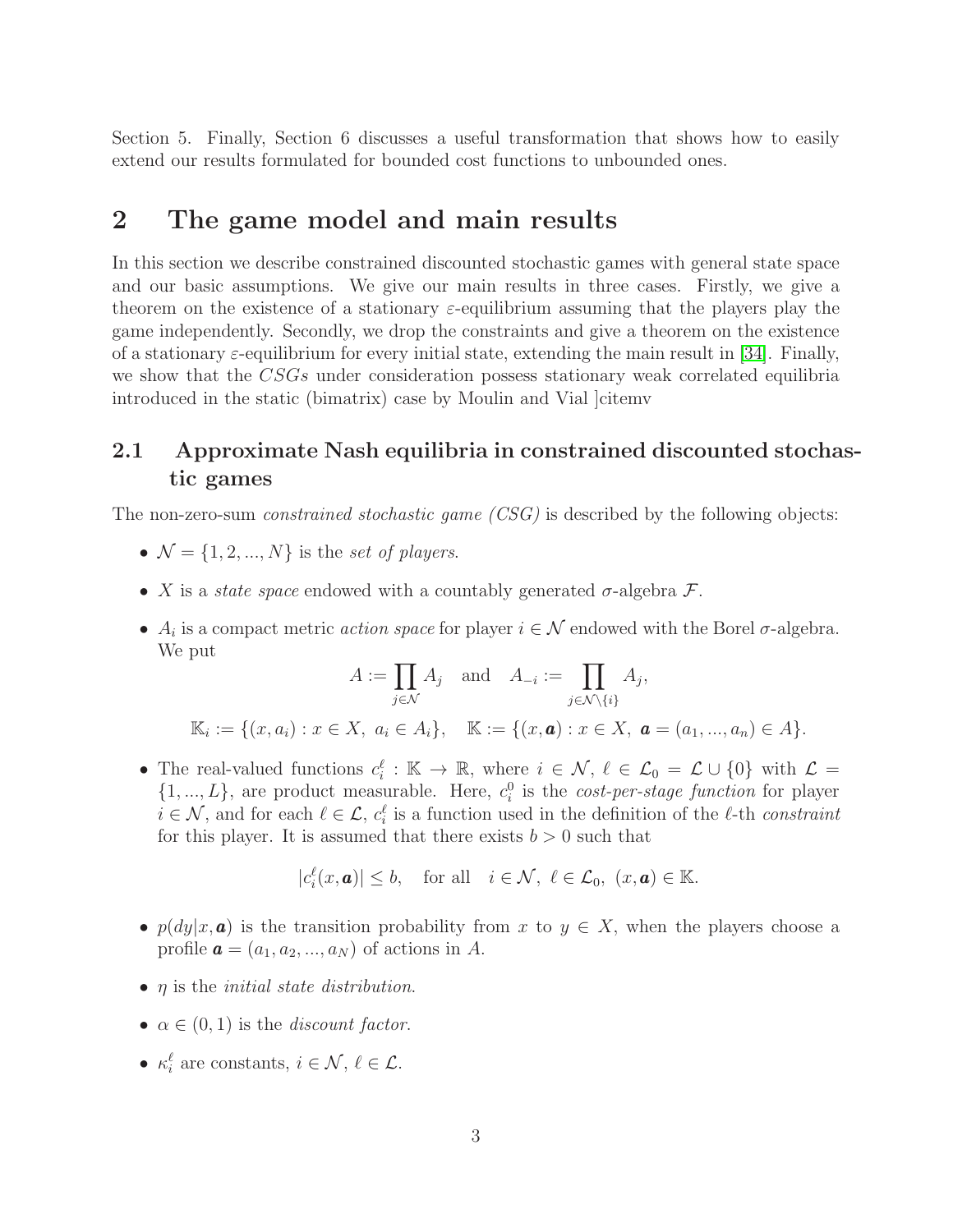Section 5. Finally, Section 6 discusses a useful transformation that shows how to easily extend our results formulated for bounded cost functions to unbounded ones.

# 2 The game model and main results

In this section we describe constrained discounted stochastic games with general state space and our basic assumptions. We give our main results in three cases. Firstly, we give a theorem on the existence of a stationary $\varepsilon$-equilibrium assuming that the players play the game independently. Secondly, we drop the constraints and give a theorem on the existence of a stationary $\varepsilon$-equilibrium for every initial state, extending the main result in [34]. Finally, we show that the *CSGs* under consideration possess stationary weak correlated equilibria introduced in the static (bimatrix) case by Moulin and Vial ]citemv

## 2.1 Approximate Nash equilibria in constrained discounted stochastic games

The non-zero-sum *constrained stochastic game (CSG)* is described by the following objects:

- $\mathcal{N} = \{1, 2, ..., N\}$ is the *set of players*.
- $X$ is a *state space* endowed with a countably generated $\sigma$-algebra $\mathcal{F}$.
- $A_i$ is a compact metric *action space* for player $i \in \mathcal{N}$ endowed with the Borel $\sigma$-algebra. We put

$$A := \prod_{j \in \mathcal{N}} A_j \quad \text{and} \quad A_{-i} := \prod_{j \in \mathcal{N} \setminus \{i\}} A_j,$$

$$\mathbb{K}_i := \{(x, a_i) : x \in X,\ a_i \in A_i\}, \quad \mathbb{K} := \{(x, \boldsymbol{a}) : x \in X,\ \boldsymbol{a} = (a_1, ..., a_n) \in A\}.$$

- The real-valued functions $c_i^\ell : \mathbb{K} \to \mathbb{R}$, where $i \in \mathcal{N}$, $\ell \in \mathcal{L}_0 = \mathcal{L} \cup \{0\}$ with $\mathcal{L} = \{1, ..., L\}$, are product measurable. Here, $c_i^0$ is the *cost-per-stage function* for player $i \in \mathcal{N}$, and for each $\ell \in \mathcal{L}$, $c_i^\ell$ is a function used in the definition of the $\ell$-th *constraint* for this player. It is assumed that there exists $b > 0$ such that

$$|c_i^\ell(x, \boldsymbol{a})| \le b, \quad \text{for all} \quad i \in \mathcal{N},\ \ell \in \mathcal{L}_0,\ (x, \boldsymbol{a}) \in \mathbb{K}.$$

- $p(dy|x, \boldsymbol{a})$ is the transition probability from $x$ to $y \in X$, when the players choose a profile $\boldsymbol{a} = (a_1, a_2, ..., a_N)$ of actions in $A$.
- $\eta$ is the *initial state distribution*.
- $\alpha \in (0, 1)$ is the *discount factor*.
- $\kappa_i^\ell$ are constants, $i \in \mathcal{N}$, $\ell \in \mathcal{L}$.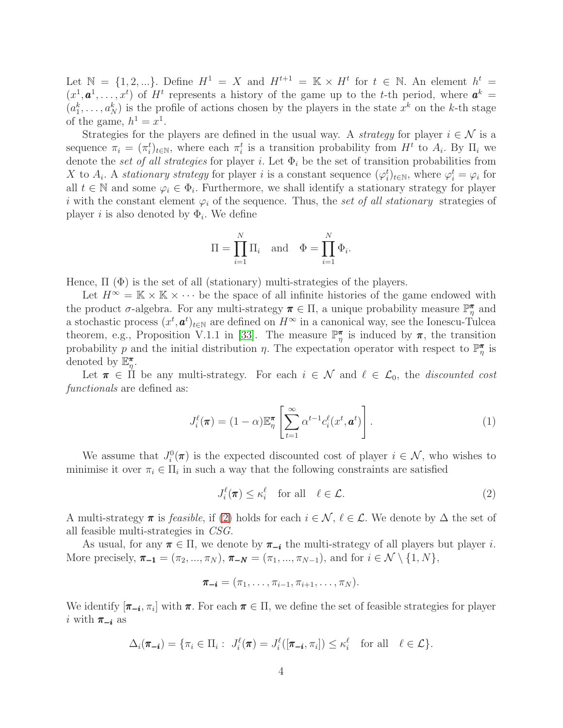Let $\mathbb{N} = \{1, 2, ...\}$. Define $H^1 = X$ and $H^{t+1} = \mathbb{K} \times H^t$ for $t \in \mathbb{N}$. An element $h^t = (x^1, \boldsymbol{a}^1, \ldots, x^t)$ of $H^t$ represents a history of the game up to the $t$-th period, where $\boldsymbol{a}^k = (a_1^k, \ldots, a_N^k)$ is the profile of actions chosen by the players in the state $x^k$ on the $k$-th stage of the game, $h^1 = x^1$.

Strategies for the players are defined in the usual way. A *strategy* for player $i \in \mathcal{N}$ is a sequence $\pi_i = (\pi_i^t)_{t \in \mathbb{N}}$, where each $\pi_i^t$ is a transition probability from $H^t$ to $A_i$. By $\Pi_i$ we denote the *set of all strategies* for player $i$. Let $\Phi_i$ be the set of transition probabilities from $X$ to $A_i$. A *stationary strategy* for player $i$ is a constant sequence $(\varphi_i^t)_{t \in \mathbb{N}}$, where $\varphi_i^t = \varphi_i$ for all $t \in \mathbb{N}$ and some $\varphi_i \in \Phi_i$. Furthermore, we shall identify a stationary strategy for player $i$ with the constant element $\varphi_i$ of the sequence. Thus, the *set of all stationary* strategies of player $i$ is also denoted by $\Phi_i$. We define

$$\Pi = \prod_{i=1}^{N} \Pi_i \quad \text{and} \quad \Phi = \prod_{i=1}^{N} \Phi_i.$$

Hence, $\Pi$ ($\Phi$) is the set of all (stationary) multi-strategies of the players.

Let $H^\infty = \mathbb{K} \times \mathbb{K} \times \cdots$ be the space of all infinite histories of the game endowed with the product $\sigma$-algebra. For any multi-strategy $\boldsymbol{\pi} \in \Pi$, a unique probability measure $\mathbb{P}_\eta^{\boldsymbol{\pi}}$ and a stochastic process $(x^t, \boldsymbol{a}^t)_{t \in \mathbb{N}}$ are defined on $H^\infty$ in a canonical way, see the Ionescu-Tulcea theorem, e.g., Proposition V.1.1 in [33]. The measure $\mathbb{P}_\eta^{\boldsymbol{\pi}}$ is induced by $\boldsymbol{\pi}$, the transition probability $p$ and the initial distribution $\eta$. The expectation operator with respect to $\mathbb{P}_\eta^{\boldsymbol{\pi}}$ is denoted by $\mathbb{E}_\eta^{\boldsymbol{\pi}}$.

Let $\boldsymbol{\pi} \in \Pi$ be any multi-strategy. For each $i \in \mathcal{N}$ and $\ell \in \mathcal{L}_0$, the *discounted cost functionals* are defined as:

$$J_i^\ell(\boldsymbol{\pi}) = (1 - \alpha) \mathbb{E}_\eta^{\boldsymbol{\pi}} \left[ \sum_{t=1}^{\infty} \alpha^{t-1} c_i^\ell(x^t, \boldsymbol{a}^t) \right]. \tag{1}$$

We assume that $J_i^0(\boldsymbol{\pi})$ is the expected discounted cost of player $i \in \mathcal{N}$, who wishes to minimise it over $\pi_i \in \Pi_i$ in such a way that the following constraints are satisfied

$$J_i^\ell(\boldsymbol{\pi}) \leq \kappa_i^\ell \quad \text{for all} \quad \ell \in \mathcal{L}. \tag{2}$$

A multi-strategy $\boldsymbol{\pi}$ is *feasible*, if (2) holds for each $i \in \mathcal{N}$, $\ell \in \mathcal{L}$. We denote by $\Delta$ the set of all feasible multi-strategies in *CSG*.

As usual, for any $\boldsymbol{\pi} \in \Pi$, we denote by $\boldsymbol{\pi_{-i}}$ the multi-strategy of all players but player $i$. More precisely, $\boldsymbol{\pi_{-1}} = (\pi_2, ..., \pi_N)$, $\boldsymbol{\pi_{-N}} = (\pi_1, ..., \pi_{N-1})$, and for $i \in \mathcal{N} \setminus \{1, N\}$,

$$\boldsymbol{\pi_{-i}} = (\pi_1, \ldots, \pi_{i-1}, \pi_{i+1}, \ldots, \pi_N).$$

We identify $[\boldsymbol{\pi_{-i}}, \pi_i]$ with $\boldsymbol{\pi}$. For each $\boldsymbol{\pi} \in \Pi$, we define the set of feasible strategies for player $i$ with $\boldsymbol{\pi_{-i}}$ as

$$\Delta_i(\boldsymbol{\pi_{-i}}) = \{\pi_i \in \Pi_i : \ J_i^\ell(\boldsymbol{\pi}) = J_i^\ell([\boldsymbol{\pi_{-i}}, \pi_i]) \leq \kappa_i^\ell \quad \text{for all} \quad \ell \in \mathcal{L}\}.$$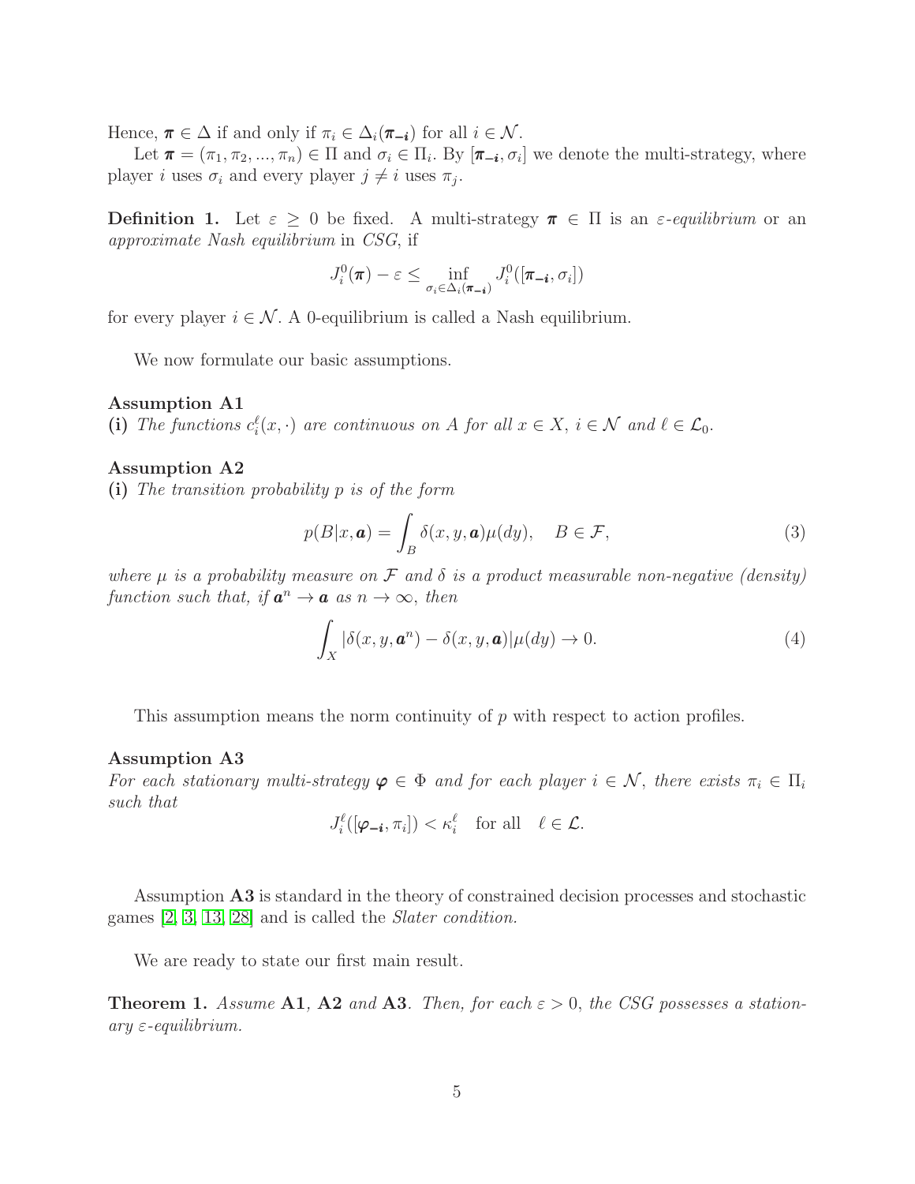Hence, $\boldsymbol{\pi} \in \Delta$ if and only if $\pi_i \in \Delta_i(\boldsymbol{\pi_{-i}})$ for all $i \in \mathcal{N}$.

Let $\boldsymbol{\pi} = (\pi_1, \pi_2, ..., \pi_n) \in \Pi$ and $\sigma_i \in \Pi_i$. By $[\boldsymbol{\pi_{-i}}, \sigma_i]$ we denote the multi-strategy, where player $i$ uses $\sigma_i$ and every player $j \neq i$ uses $\pi_j$.

**Definition 1.** Let $\varepsilon \geq 0$ be fixed. A multi-strategy $\boldsymbol{\pi} \in \Pi$ is an *$\varepsilon$-equilibrium* or an *approximate Nash equilibrium* in *CSG*, if

$$J_i^0(\boldsymbol{\pi}) - \varepsilon \leq \inf_{\sigma_i \in \Delta_i(\boldsymbol{\pi_{-i}})} J_i^0([\boldsymbol{\pi_{-i}}, \sigma_i])$$

for every player $i \in \mathcal{N}$. A 0-equilibrium is called a Nash equilibrium.

We now formulate our basic assumptions.

**Assumption A1**
**(i)** *The functions $c_i^\ell(x, \cdot)$ are continuous on $A$ for all $x \in X$, $i \in \mathcal{N}$ and $\ell \in \mathcal{L}_0$.*

**Assumption A2**
**(i)** *The transition probability $p$ is of the form*

$$p(B|x, \boldsymbol{a}) = \int_B \delta(x, y, \boldsymbol{a}) \mu(dy), \quad B \in \mathcal{F}, \tag{3}$$

*where $\mu$ is a probability measure on $\mathcal{F}$ and $\delta$ is a product measurable non-negative (density) function such that, if $\boldsymbol{a}^n \to \boldsymbol{a}$ as $n \to \infty$, then*

$$\int_X |\delta(x, y, \boldsymbol{a}^n) - \delta(x, y, \boldsymbol{a})| \mu(dy) \to 0. \tag{4}$$

This assumption means the norm continuity of $p$ with respect to action profiles.

**Assumption A3**
*For each stationary multi-strategy $\boldsymbol{\varphi} \in \Phi$ and for each player $i \in \mathcal{N}$, there exists $\pi_i \in \Pi_i$ such that*

$$J_i^\ell([\boldsymbol{\varphi_{-i}}, \pi_i]) < \kappa_i^\ell \quad \text{for all} \quad \ell \in \mathcal{L}.$$

Assumption **A3** is standard in the theory of constrained decision processes and stochastic games [2, 3, 13, 28] and is called the *Slater condition.*

We are ready to state our first main result.

**Theorem 1.** *Assume* **A1**, **A2** *and* **A3**. *Then, for each $\varepsilon > 0$, the CSG possesses a stationary $\varepsilon$-equilibrium.*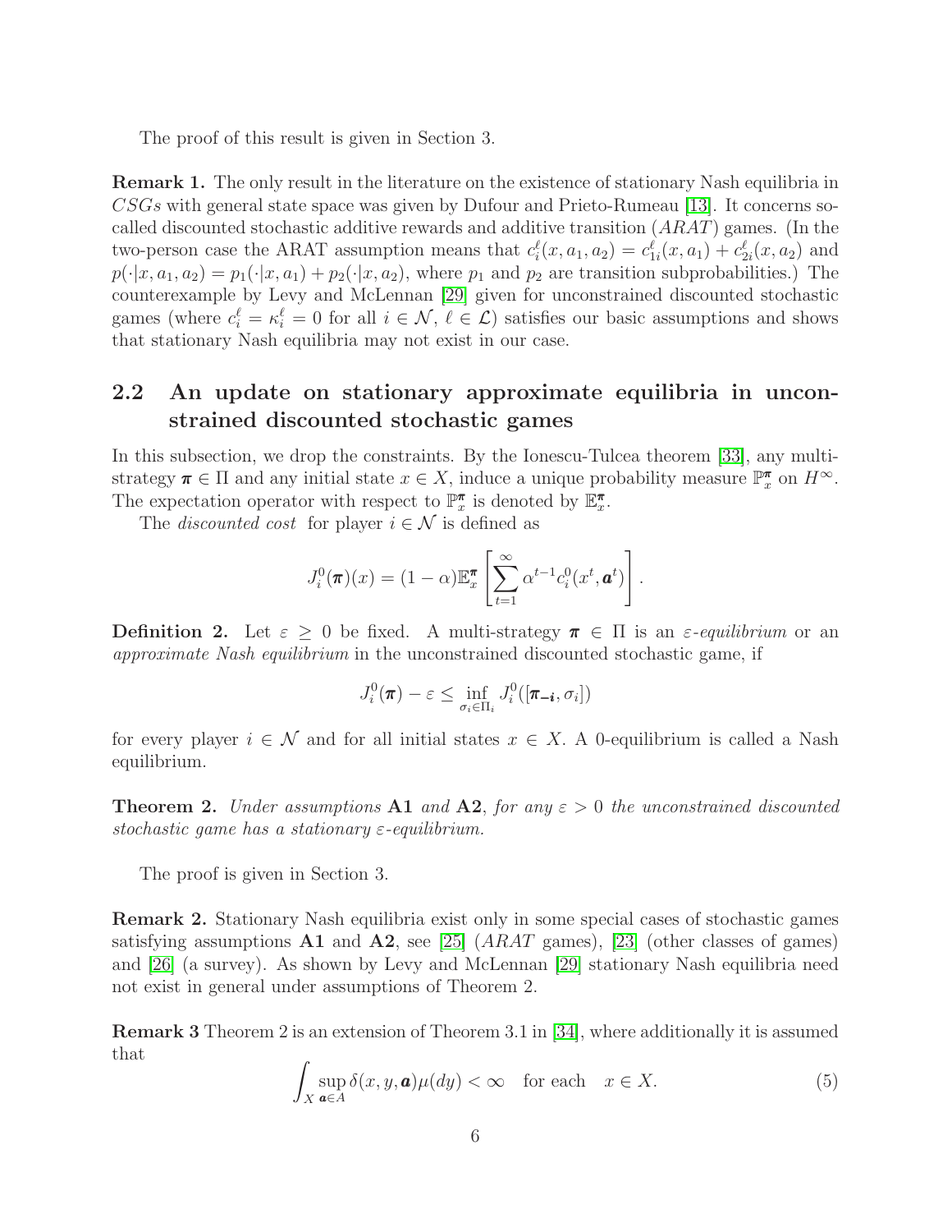The proof of this result is given in Section 3.

**Remark 1.** The only result in the literature on the existence of stationary Nash equilibria in $CSGs$ with general state space was given by Dufour and Prieto-Rumeau [13]. It concerns so-called discounted stochastic additive rewards and additive transition ($ARAT$) games. (In the two-person case the ARAT assumption means that $c_i^\ell(x, a_1, a_2) = c_{1i}^\ell(x, a_1) + c_{2i}^\ell(x, a_2)$ and $p(\cdot|x, a_1, a_2) = p_1(\cdot|x, a_1) + p_2(\cdot|x, a_2)$, where $p_1$ and $p_2$ are transition subprobabilities.) The counterexample by Levy and McLennan [29] given for unconstrained discounted stochastic games (where $c_i^\ell = \kappa_i^\ell = 0$ for all $i \in \mathcal{N}$, $\ell \in \mathcal{L}$) satisfies our basic assumptions and shows that stationary Nash equilibria may not exist in our case.

## 2.2 An update on stationary approximate equilibria in unconstrained discounted stochastic games

In this subsection, we drop the constraints. By the Ionescu-Tulcea theorem [33], any multi-strategy $\boldsymbol{\pi} \in \Pi$ and any initial state $x \in X$, induce a unique probability measure $\mathbb{P}_x^{\boldsymbol{\pi}}$ on $H^\infty$. The expectation operator with respect to $\mathbb{P}_x^{\boldsymbol{\pi}}$ is denoted by $\mathbb{E}_x^{\boldsymbol{\pi}}$.

The *discounted cost* for player $i \in \mathcal{N}$ is defined as

$$J_i^0(\boldsymbol{\pi})(x) = (1 - \alpha)\mathbb{E}_x^{\boldsymbol{\pi}} \left[ \sum_{t=1}^{\infty} \alpha^{t-1} c_i^0(x^t, \boldsymbol{a}^t) \right].$$

**Definition 2.** Let $\varepsilon \geq 0$ be fixed. A multi-strategy $\boldsymbol{\pi} \in \Pi$ is an *$\varepsilon$-equilibrium* or an *approximate Nash equilibrium* in the unconstrained discounted stochastic game, if

$$J_i^0(\boldsymbol{\pi}) - \varepsilon \leq \inf_{\sigma_i \in \Pi_i} J_i^0([\boldsymbol{\pi_{-i}}, \sigma_i])$$

for every player $i \in \mathcal{N}$ and for all initial states $x \in X$. A 0-equilibrium is called a Nash equilibrium.

**Theorem 2.** *Under assumptions* **A1** *and* **A2**, *for any $\varepsilon > 0$ the unconstrained discounted stochastic game has a stationary $\varepsilon$-equilibrium.*

The proof is given in Section 3.

**Remark 2.** Stationary Nash equilibria exist only in some special cases of stochastic games satisfying assumptions **A1** and **A2**, see [25] ($ARAT$ games), [23] (other classes of games) and [26] (a survey). As shown by Levy and McLennan [29] stationary Nash equilibria need not exist in general under assumptions of Theorem 2.

**Remark 3** Theorem 2 is an extension of Theorem 3.1 in [34], where additionally it is assumed that

$$\int_X \sup_{\boldsymbol{a} \in A} \delta(x, y, \boldsymbol{a}) \mu(dy) < \infty \quad \text{for each} \quad x \in X. \tag{5}$$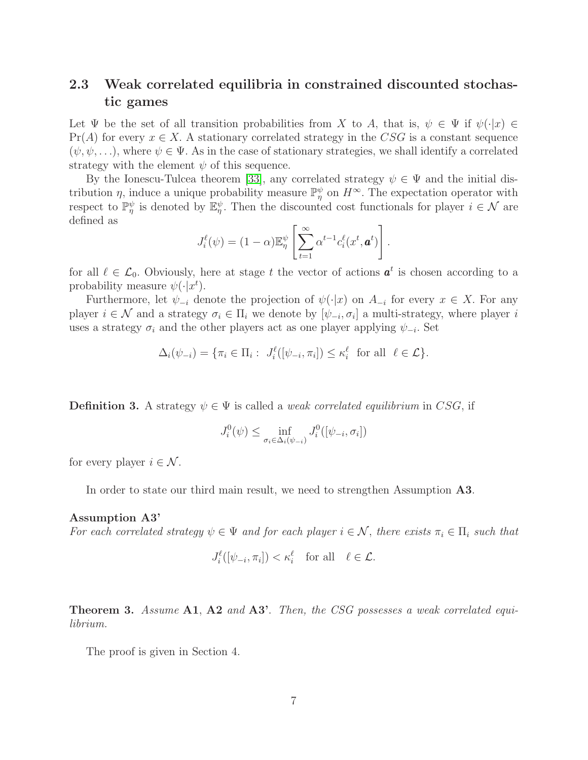### 2.3 Weak correlated equilibria in constrained discounted stochastic games

Let $\Psi$ be the set of all transition probabilities from $X$ to $A$, that is, $\psi \in \Psi$ if $\psi(\cdot|x) \in \Pr(A)$ for every $x \in X$. A stationary correlated strategy in the $CSG$ is a constant sequence $(\psi, \psi, \ldots)$, where $\psi \in \Psi$. As in the case of stationary strategies, we shall identify a correlated strategy with the element $\psi$ of this sequence.

By the Ionescu-Tulcea theorem [33], any correlated strategy $\psi \in \Psi$ and the initial distribution $\eta$, induce a unique probability measure $\mathbb{P}^{\psi}_{\eta}$ on $H^{\infty}$. The expectation operator with respect to $\mathbb{P}^{\psi}_{\eta}$ is denoted by $\mathbb{E}^{\psi}_{\eta}$. Then the discounted cost functionals for player $i \in \mathcal{N}$ are defined as

$$J_i^{\ell}(\psi) = (1-\alpha)\mathbb{E}^{\psi}_{\eta}\left[\sum_{t=1}^{\infty} \alpha^{t-1} c_i^{\ell}(x^t, \boldsymbol{a}^t)\right].$$

for all $\ell \in \mathcal{L}_0$. Obviously, here at stage $t$ the vector of actions $\boldsymbol{a}^t$ is chosen according to a probability measure $\psi(\cdot|x^t)$.

Furthermore, let $\psi_{-i}$ denote the projection of $\psi(\cdot|x)$ on $A_{-i}$ for every $x \in X$. For any player $i \in \mathcal{N}$ and a strategy $\sigma_i \in \Pi_i$ we denote by $[\psi_{-i}, \sigma_i]$ a multi-strategy, where player $i$ uses a strategy $\sigma_i$ and the other players act as one player applying $\psi_{-i}$. Set

$$\Delta_i(\psi_{-i}) = \{\pi_i \in \Pi_i : \ J_i^{\ell}([\psi_{-i}, \pi_i]) \le \kappa_i^{\ell} \ \text{ for all } \ \ell \in \mathcal{L}\}.$$

**Definition 3.** A strategy $\psi \in \Psi$ is called a *weak correlated equilibrium* in $CSG$, if

$$J_i^0(\psi) \le \inf_{\sigma_i \in \Delta_i(\psi_{-i})} J_i^0([\psi_{-i}, \sigma_i])$$

for every player $i \in \mathcal{N}$.

In order to state our third main result, we need to strengthen Assumption **A3**.

**Assumption A3'**
*For each correlated strategy $\psi \in \Psi$ and for each player $i \in \mathcal{N}$, there exists $\pi_i \in \Pi_i$ such that*

$$J_i^{\ell}([\psi_{-i}, \pi_i]) < \kappa_i^{\ell} \quad \text{for all} \quad \ell \in \mathcal{L}.$$

**Theorem 3.** *Assume* **A1**, **A2** *and* **A3'**. *Then, the CSG possesses a weak correlated equilibrium.*

The proof is given in Section 4.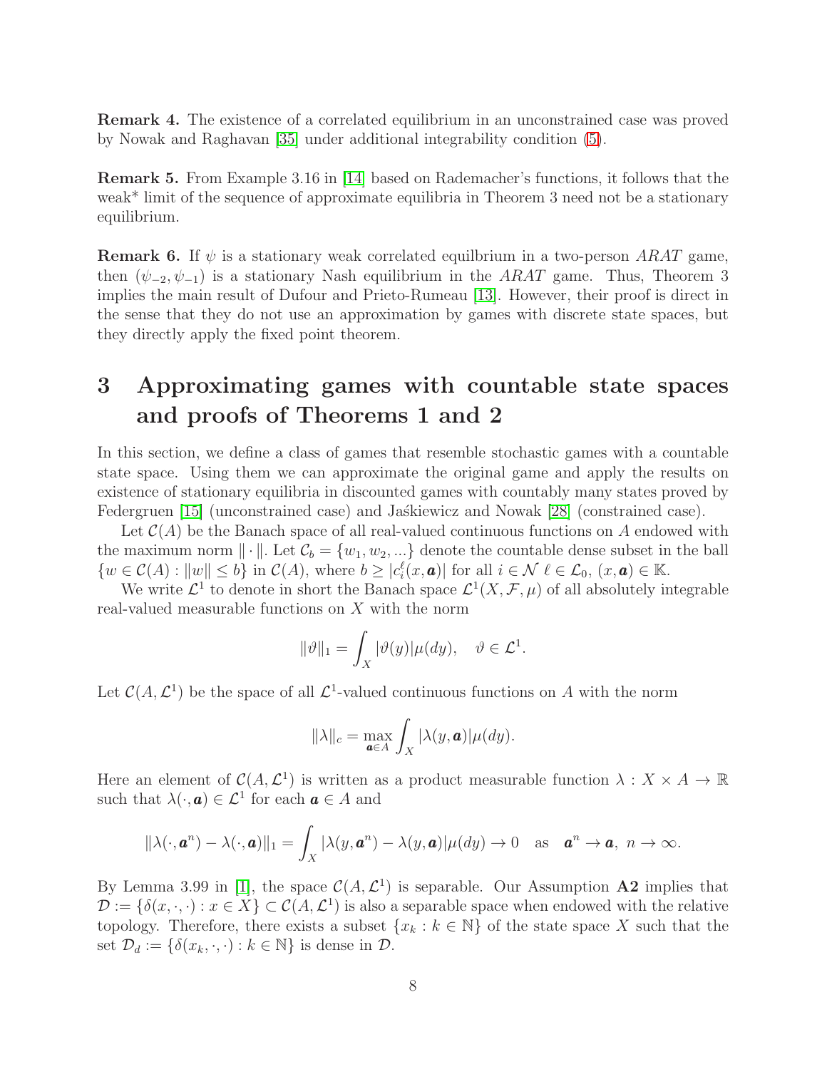**Remark 4.** The existence of a correlated equilibrium in an unconstrained case was proved by Nowak and Raghavan [35] under additional integrability condition (5).

**Remark 5.** From Example 3.16 in [14] based on Rademacher's functions, it follows that the weak* limit of the sequence of approximate equilibria in Theorem 3 need not be a stationary equilibrium.

**Remark 6.** If $\psi$ is a stationary weak correlated equilbrium in a two-person $ARAT$ game, then $(\psi_{-2}, \psi_{-1})$ is a stationary Nash equilibrium in the $ARAT$ game. Thus, Theorem 3 implies the main result of Dufour and Prieto-Rumeau [13]. However, their proof is direct in the sense that they do not use an approximation by games with discrete state spaces, but they directly apply the fixed point theorem.

# 3 Approximating games with countable state spaces and proofs of Theorems 1 and 2

In this section, we define a class of games that resemble stochastic games with a countable state space. Using them we can approximate the original game and apply the results on existence of stationary equilibria in discounted games with countably many states proved by Federgruen [15] (unconstrained case) and Jaśkiewicz and Nowak [28] (constrained case).

Let $\mathcal{C}(A)$ be the Banach space of all real-valued continuous functions on $A$ endowed with the maximum norm $\|\cdot\|$. Let $\mathcal{C}_b = \{w_1, w_2, ...\}$ denote the countable dense subset in the ball $\{w \in \mathcal{C}(A) : \|w\| \leq b\}$ in $\mathcal{C}(A)$, where $b \geq |c_i^\ell(x, \boldsymbol{a})|$ for all $i \in \mathcal{N}$ $\ell \in \mathcal{L}_0$, $(x, \boldsymbol{a}) \in \mathbb{K}$.

We write $\mathcal{L}^1$ to denote in short the Banach space $\mathcal{L}^1(X, \mathcal{F}, \mu)$ of all absolutely integrable real-valued measurable functions on $X$ with the norm

$$\|\vartheta\|_1 = \int_X |\vartheta(y)|\mu(dy), \quad \vartheta \in \mathcal{L}^1.$$

Let $\mathcal{C}(A, \mathcal{L}^1)$ be the space of all $\mathcal{L}^1$-valued continuous functions on $A$ with the norm

$$\|\lambda\|_c = \max_{\boldsymbol{a} \in A} \int_X |\lambda(y, \boldsymbol{a})|\mu(dy).$$

Here an element of $\mathcal{C}(A, \mathcal{L}^1)$ is written as a product measurable function $\lambda : X \times A \to \mathbb{R}$ such that $\lambda(\cdot, \boldsymbol{a}) \in \mathcal{L}^1$ for each $\boldsymbol{a} \in A$ and

$$\|\lambda(\cdot, \boldsymbol{a}^n) - \lambda(\cdot, \boldsymbol{a})\|_1 = \int_X |\lambda(y, \boldsymbol{a}^n) - \lambda(y, \boldsymbol{a})|\mu(dy) \to 0 \quad \text{as} \quad \boldsymbol{a}^n \to \boldsymbol{a}, \ n \to \infty.$$

By Lemma 3.99 in [1], the space $\mathcal{C}(A, \mathcal{L}^1)$ is separable. Our Assumption **A2** implies that $\mathcal{D} := \{\delta(x, \cdot, \cdot) : x \in X\} \subset \mathcal{C}(A, \mathcal{L}^1)$ is also a separable space when endowed with the relative topology. Therefore, there exists a subset $\{x_k : k \in \mathbb{N}\}$ of the state space $X$ such that the set $\mathcal{D}_d := \{\delta(x_k, \cdot, \cdot) : k \in \mathbb{N}\}$ is dense in $\mathcal{D}$.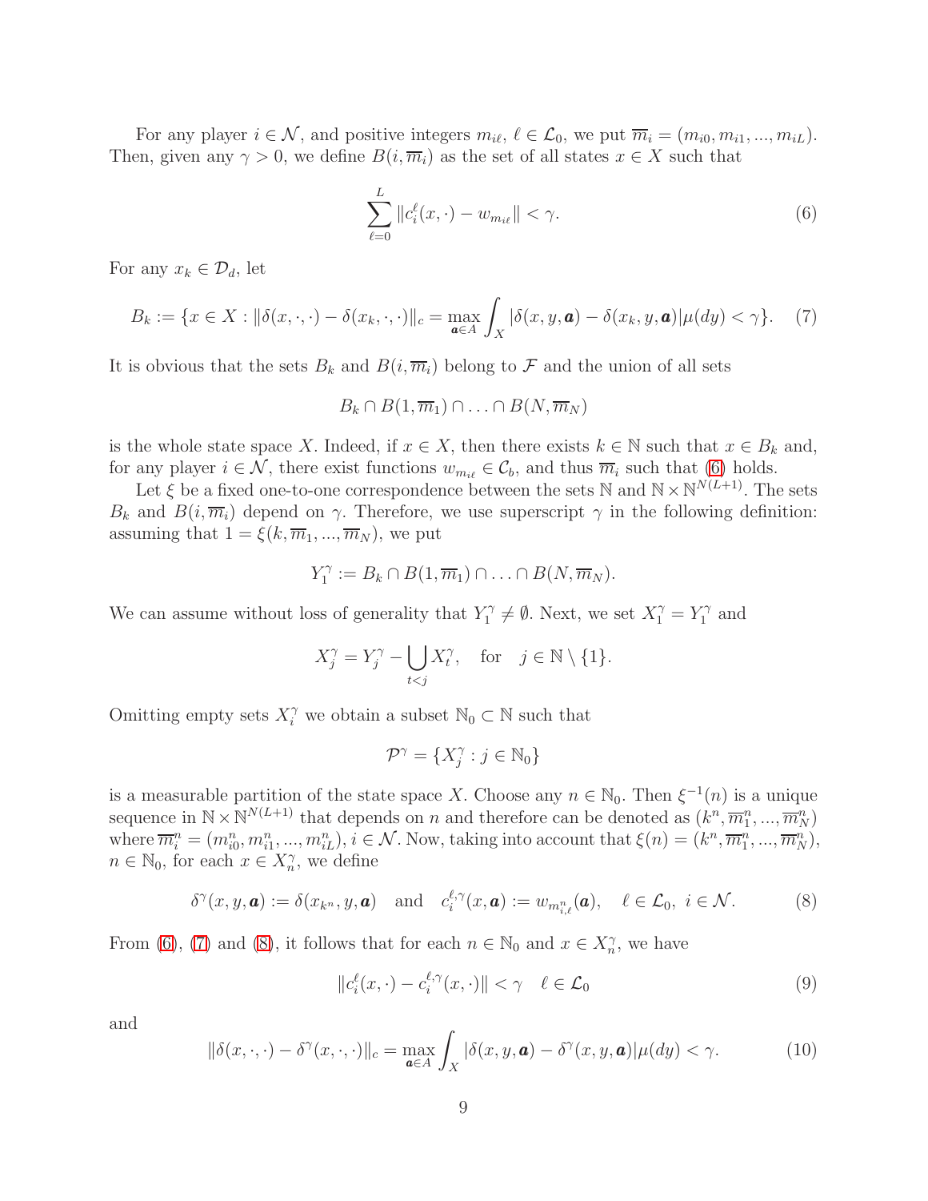For any player $i \in \mathcal{N}$, and positive integers $m_{i\ell}$, $\ell \in \mathcal{L}_0$, we put $\overline{m}_i = (m_{i0}, m_{i1}, ..., m_{iL})$. Then, given any $\gamma > 0$, we define $B(i, \overline{m}_i)$ as the set of all states $x \in X$ such that

$$\sum_{\ell=0}^{L} \|c_i^\ell(x, \cdot) - w_{m_{i\ell}}\| < \gamma. \tag{6}$$

For any $x_k \in \mathcal{D}_d$, let

$$B_k := \{x \in X : \|\delta(x, \cdot, \cdot) - \delta(x_k, \cdot, \cdot)\|_c = \max_{\boldsymbol{a} \in A} \int_X |\delta(x, y, \boldsymbol{a}) - \delta(x_k, y, \boldsymbol{a})| \mu(dy) < \gamma\}. \tag{7}$$

It is obvious that the sets $B_k$ and $B(i, \overline{m}_i)$ belong to $\mathcal{F}$ and the union of all sets

$$B_k \cap B(1, \overline{m}_1) \cap \ldots \cap B(N, \overline{m}_N)$$

is the whole state space $X$. Indeed, if $x \in X$, then there exists $k \in \mathbb{N}$ such that $x \in B_k$ and, for any player $i \in \mathcal{N}$, there exist functions $w_{m_{i\ell}} \in \mathcal{C}_b$, and thus $\overline{m}_i$ such that (6) holds.

Let $\xi$ be a fixed one-to-one correspondence between the sets $\mathbb{N}$ and $\mathbb{N} \times \mathbb{N}^{N(L+1)}$. The sets $B_k$ and $B(i, \overline{m}_i)$ depend on $\gamma$. Therefore, we use superscript $\gamma$ in the following definition: assuming that $1 = \xi(k, \overline{m}_1, ..., \overline{m}_N)$, we put

$$Y_1^\gamma := B_k \cap B(1, \overline{m}_1) \cap \ldots \cap B(N, \overline{m}_N).$$

We can assume without loss of generality that $Y_1^\gamma \neq \emptyset$. Next, we set $X_1^\gamma = Y_1^\gamma$ and

$$X_j^\gamma = Y_j^\gamma - \bigcup_{t<j} X_t^\gamma, \quad \text{for} \quad j \in \mathbb{N} \setminus \{1\}.$$

Omitting empty sets $X_i^\gamma$ we obtain a subset $\mathbb{N}_0 \subset \mathbb{N}$ such that

$$\mathcal{P}^\gamma = \{X_j^\gamma : j \in \mathbb{N}_0\}$$

is a measurable partition of the state space $X$. Choose any $n \in \mathbb{N}_0$. Then $\xi^{-1}(n)$ is a unique sequence in $\mathbb{N} \times \mathbb{N}^{N(L+1)}$ that depends on $n$ and therefore can be denoted as $(k^n, \overline{m}_1^n, ..., \overline{m}_N^n)$ where $\overline{m}_i^n = (m_{i0}^n, m_{i1}^n, ..., m_{iL}^n)$, $i \in \mathcal{N}$. Now, taking into account that $\xi(n) = (k^n, \overline{m}_1^n, ..., \overline{m}_N^n)$, $n \in \mathbb{N}_0$, for each $x \in X_n^\gamma$, we define

$$\delta^\gamma(x, y, \boldsymbol{a}) := \delta(x_{k^n}, y, \boldsymbol{a}) \quad \text{and} \quad c_i^{\ell,\gamma}(x, \boldsymbol{a}) := w_{m_{i,\ell}^n}(\boldsymbol{a}), \quad \ell \in \mathcal{L}_0, \ i \in \mathcal{N}. \tag{8}$$

From (6), (7) and (8), it follows that for each $n \in \mathbb{N}_0$ and $x \in X_n^\gamma$, we have

$$\|c_i^\ell(x, \cdot) - c_i^{\ell,\gamma}(x, \cdot)\| < \gamma \quad \ell \in \mathcal{L}_0 \tag{9}$$

and

$$\|\delta(x, \cdot, \cdot) - \delta^\gamma(x, \cdot, \cdot)\|_c = \max_{\boldsymbol{a} \in A} \int_X |\delta(x, y, \boldsymbol{a}) - \delta^\gamma(x, y, \boldsymbol{a})| \mu(dy) < \gamma. \tag{10}$$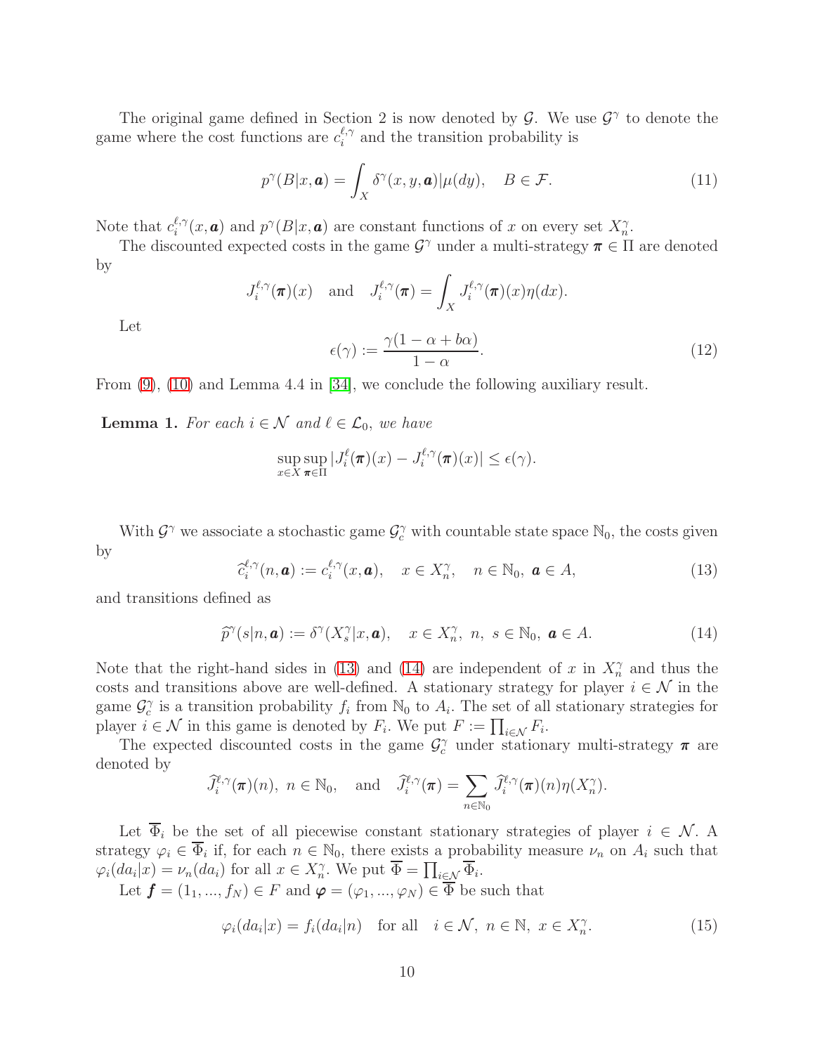The original game defined in Section 2 is now denoted by $\mathcal{G}$. We use $\mathcal{G}^\gamma$ to denote the game where the cost functions are $c_i^{\ell,\gamma}$ and the transition probability is

$$p^\gamma(B|x,\boldsymbol{a}) = \int_X \delta^\gamma(x,y,\boldsymbol{a})|\mu(dy), \quad B \in \mathcal{F}. \tag{11}$$

Note that $c_i^{\ell,\gamma}(x,\boldsymbol{a})$ and $p^\gamma(B|x,\boldsymbol{a})$ are constant functions of $x$ on every set $X_n^\gamma$.

The discounted expected costs in the game $\mathcal{G}^\gamma$ under a multi-strategy $\boldsymbol{\pi} \in \Pi$ are denoted by

$$J_i^{\ell,\gamma}(\boldsymbol{\pi})(x) \quad \text{and} \quad J_i^{\ell,\gamma}(\boldsymbol{\pi}) = \int_X J_i^{\ell,\gamma}(\boldsymbol{\pi})(x)\eta(dx).$$

Let

$$\epsilon(\gamma) := \frac{\gamma(1-\alpha+b\alpha)}{1-\alpha}. \tag{12}$$

From (9), (10) and Lemma 4.4 in [34], we conclude the following auxiliary result.

**Lemma 1.** *For each $i \in \mathcal{N}$ and $\ell \in \mathcal{L}_0$, we have*

$$\sup_{x\in X}\sup_{\boldsymbol{\pi}\in\Pi} |J_i^\ell(\boldsymbol{\pi})(x) - J_i^{\ell,\gamma}(\boldsymbol{\pi})(x)| \leq \epsilon(\gamma).$$

With $\mathcal{G}^\gamma$ we associate a stochastic game $\mathcal{G}_c^\gamma$ with countable state space $\mathbb{N}_0$, the costs given by

$$\widehat{c}_i^{\ell,\gamma}(n,\boldsymbol{a}) := c_i^{\ell,\gamma}(x,\boldsymbol{a}), \quad x \in X_n^\gamma, \quad n \in \mathbb{N}_0,\ \boldsymbol{a} \in A, \tag{13}$$

and transitions defined as

$$\widehat{p}^\gamma(s|n,\boldsymbol{a}) := \delta^\gamma(X_s^\gamma|x,\boldsymbol{a}), \quad x \in X_n^\gamma,\ n,\ s \in \mathbb{N}_0,\ \boldsymbol{a} \in A. \tag{14}$$

Note that the right-hand sides in (13) and (14) are independent of $x$ in $X_n^\gamma$ and thus the costs and transitions above are well-defined. A stationary strategy for player $i \in \mathcal{N}$ in the game $\mathcal{G}_c^\gamma$ is a transition probability $f_i$ from $\mathbb{N}_0$ to $A_i$. The set of all stationary strategies for player $i \in \mathcal{N}$ in this game is denoted by $F_i$. We put $F := \prod_{i\in\mathcal{N}} F_i$.

The expected discounted costs in the game $\mathcal{G}_c^\gamma$ under stationary multi-strategy $\boldsymbol{\pi}$ are denoted by

$$\widehat{J}_i^{\ell,\gamma}(\boldsymbol{\pi})(n),\ n \in \mathbb{N}_0, \quad \text{and} \quad \widehat{J}_i^{\ell,\gamma}(\boldsymbol{\pi}) = \sum_{n\in\mathbb{N}_0} \widehat{J}_i^{\ell,\gamma}(\boldsymbol{\pi})(n)\eta(X_n^\gamma).$$

Let $\overline{\Phi}_i$ be the set of all piecewise constant stationary strategies of player $i \in \mathcal{N}$. A strategy $\varphi_i \in \overline{\Phi}_i$ if, for each $n \in \mathbb{N}_0$, there exists a probability measure $\nu_n$ on $A_i$ such that $\varphi_i(da_i|x) = \nu_n(da_i)$ for all $x \in X_n^\gamma$. We put $\overline{\Phi} = \prod_{i\in\mathcal{N}} \overline{\Phi}_i$.

Let $\boldsymbol{f} = (1_1, ..., f_N) \in F$ and $\boldsymbol{\varphi} = (\varphi_1, ..., \varphi_N) \in \overline{\Phi}$ be such that

$$\varphi_i(da_i|x) = f_i(da_i|n) \quad \text{for all} \quad i \in \mathcal{N},\ n \in \mathbb{N},\ x \in X_n^\gamma. \tag{15}$$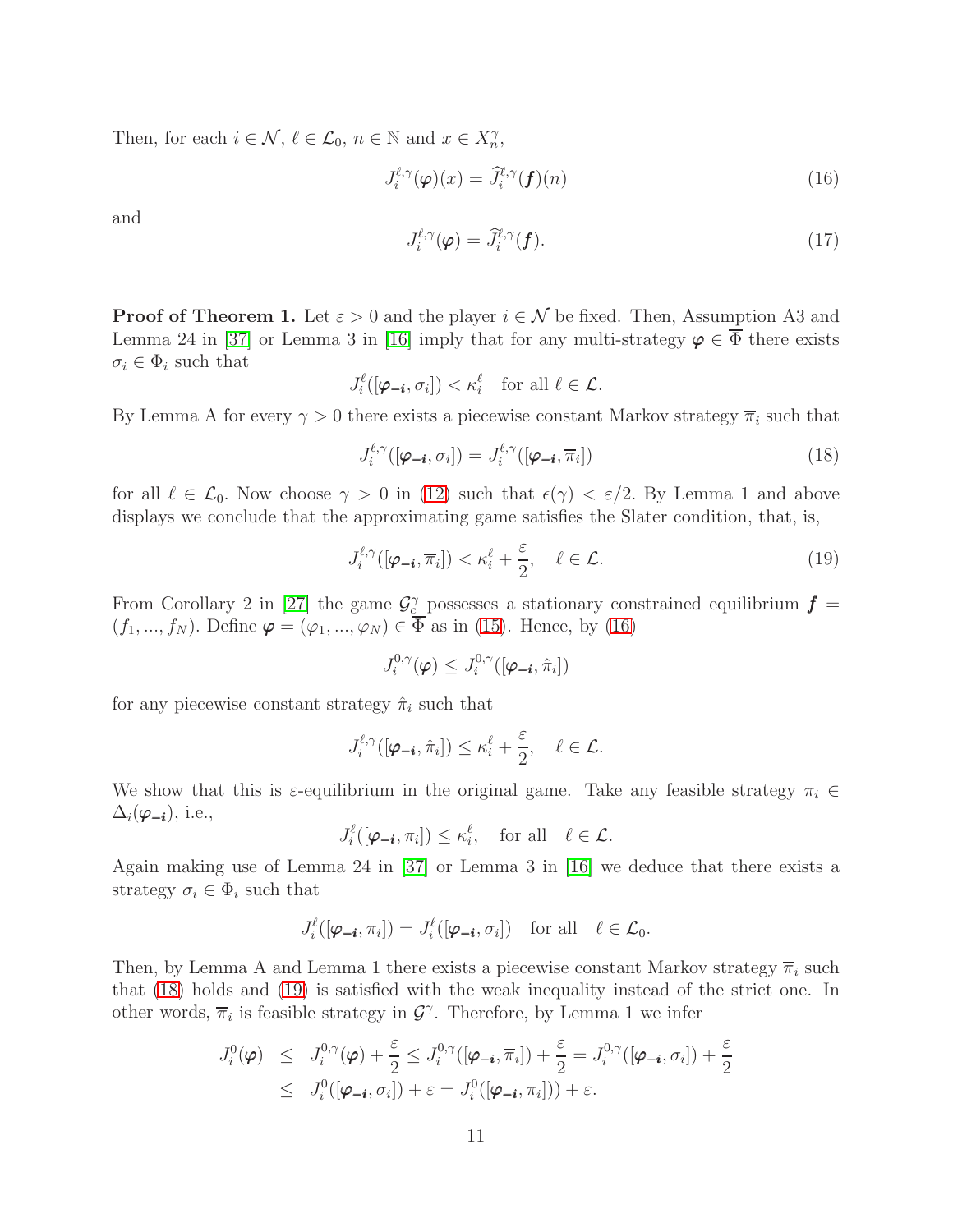Then, for each $i \in \mathcal{N}$, $\ell \in \mathcal{L}_0$, $n \in \mathbb{N}$ and $x \in X_n^\gamma$,

$$J_i^{\ell,\gamma}(\boldsymbol{\varphi})(x) = \widehat{J}_i^{\ell,\gamma}(\boldsymbol{f})(n) \tag{16}$$

and

$$J_i^{\ell,\gamma}(\boldsymbol{\varphi}) = \widehat{J}_i^{\ell,\gamma}(\boldsymbol{f}). \tag{17}$$

**Proof of Theorem 1.** Let $\varepsilon > 0$ and the player $i \in \mathcal{N}$ be fixed. Then, Assumption A3 and Lemma 24 in [37] or Lemma 3 in [16] imply that for any multi-strategy $\boldsymbol{\varphi} \in \overline{\Phi}$ there exists $\sigma_i \in \Phi_i$ such that

$$J_i^\ell([\boldsymbol{\varphi_{-i}}, \sigma_i]) < \kappa_i^\ell \quad \text{for all } \ell \in \mathcal{L}.$$

By Lemma A for every $\gamma > 0$ there exists a piecewise constant Markov strategy $\overline{\pi}_i$ such that

$$J_i^{\ell,\gamma}([\boldsymbol{\varphi_{-i}}, \sigma_i]) = J_i^{\ell,\gamma}([\boldsymbol{\varphi_{-i}}, \overline{\pi}_i]) \tag{18}$$

for all $\ell \in \mathcal{L}_0$. Now choose $\gamma > 0$ in (12) such that $\epsilon(\gamma) < \varepsilon/2$. By Lemma 1 and above displays we conclude that the approximating game satisfies the Slater condition, that, is,

$$J_i^{\ell,\gamma}([\boldsymbol{\varphi_{-i}}, \overline{\pi}_i]) < \kappa_i^\ell + \frac{\varepsilon}{2}, \quad \ell \in \mathcal{L}. \tag{19}$$

From Corollary 2 in [27] the game $\mathcal{G}_C^\gamma$ possesses a stationary constrained equilibrium $\boldsymbol{f} = (f_1, ..., f_N)$. Define $\boldsymbol{\varphi} = (\varphi_1, ..., \varphi_N) \in \overline{\Phi}$ as in (15). Hence, by (16)

$$J_i^{0,\gamma}(\boldsymbol{\varphi}) \le J_i^{0,\gamma}([\boldsymbol{\varphi_{-i}}, \hat{\pi}_i])$$

for any piecewise constant strategy $\hat{\pi}_i$ such that

$$J_i^{\ell,\gamma}([\boldsymbol{\varphi_{-i}}, \hat{\pi}_i]) \le \kappa_i^\ell + \frac{\varepsilon}{2}, \quad \ell \in \mathcal{L}.$$

We show that this is $\varepsilon$-equilibrium in the original game. Take any feasible strategy $\pi_i \in \Delta_i(\boldsymbol{\varphi_{-i}})$, i.e.,

$$J_i^\ell([\boldsymbol{\varphi_{-i}}, \pi_i]) \le \kappa_i^\ell, \quad \text{for all} \quad \ell \in \mathcal{L}.$$

Again making use of Lemma 24 in [37] or Lemma 3 in [16] we deduce that there exists a strategy $\sigma_i \in \Phi_i$ such that

$$J_i^\ell([\boldsymbol{\varphi_{-i}}, \pi_i]) = J_i^\ell([\boldsymbol{\varphi_{-i}}, \sigma_i]) \quad \text{for all} \quad \ell \in \mathcal{L}_0.$$

Then, by Lemma A and Lemma 1 there exists a piecewise constant Markov strategy $\overline{\pi}_i$ such that (18) holds and (19) is satisfied with the weak inequality instead of the strict one. In other words, $\overline{\pi}_i$ is feasible strategy in $\mathcal{G}^\gamma$. Therefore, by Lemma 1 we infer

$$\begin{aligned} J_i^0(\boldsymbol{\varphi}) &\le J_i^{0,\gamma}(\boldsymbol{\varphi}) + \frac{\varepsilon}{2} \le J_i^{0,\gamma}([\boldsymbol{\varphi_{-i}}, \overline{\pi}_i]) + \frac{\varepsilon}{2} = J_i^{0,\gamma}([\boldsymbol{\varphi_{-i}}, \sigma_i]) + \frac{\varepsilon}{2} \\ &\le J_i^0([\boldsymbol{\varphi_{-i}}, \sigma_i]) + \varepsilon = J_i^0([\boldsymbol{\varphi_{-i}}, \pi_i])) + \varepsilon. \end{aligned}$$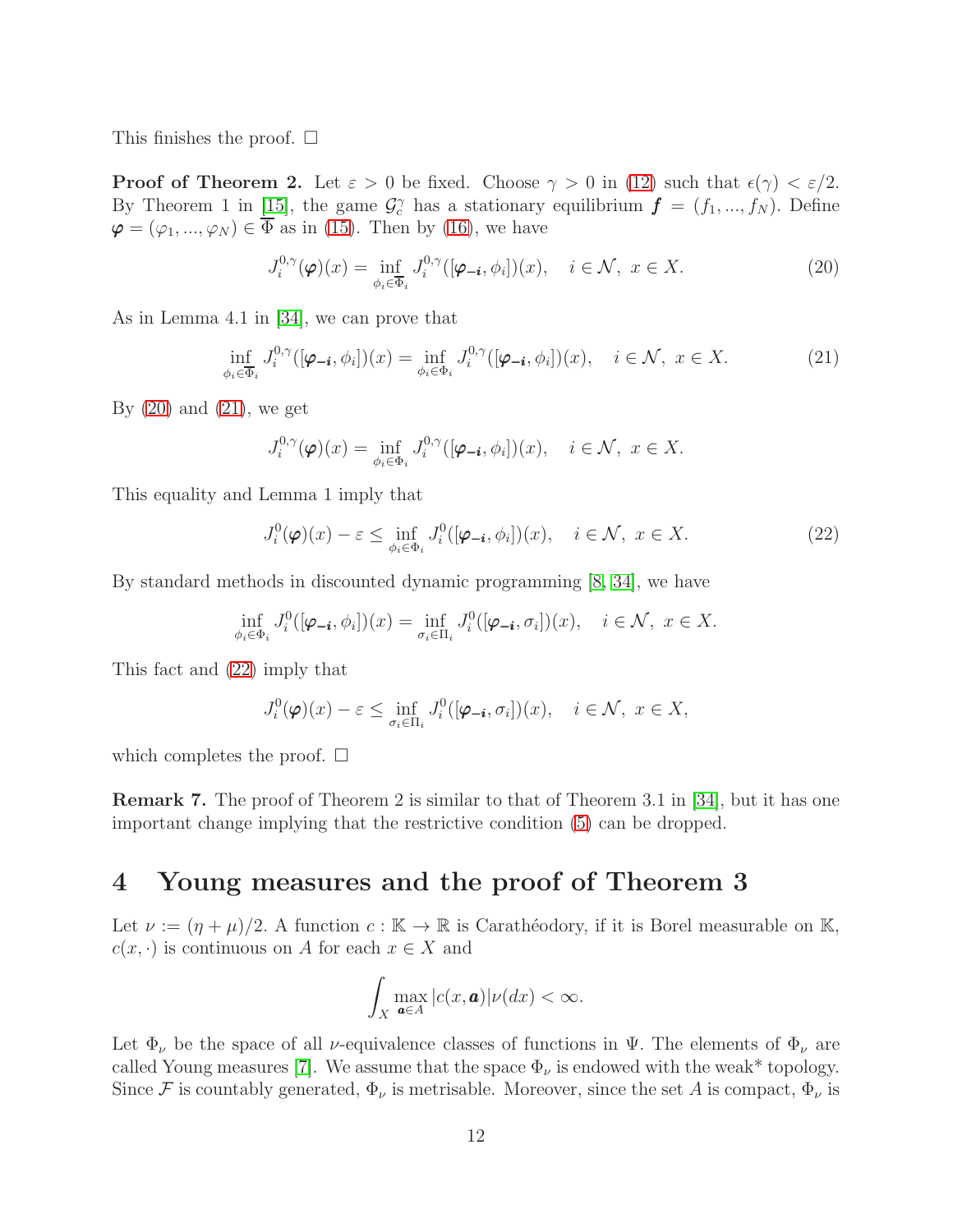This finishes the proof. □

**Proof of Theorem 2.** Let $\varepsilon > 0$ be fixed. Choose $\gamma > 0$ in (12) such that $\epsilon(\gamma) < \varepsilon/2$. By Theorem 1 in [15], the game $\mathcal{G}_c^\gamma$ has a stationary equilibrium $\boldsymbol{f} = (f_1, ..., f_N)$. Define $\boldsymbol{\varphi} = (\varphi_1, ..., \varphi_N) \in \overline{\Phi}$ as in (15). Then by (16), we have

$$J_i^{0,\gamma}(\boldsymbol{\varphi})(x) = \inf_{\phi_i \in \overline{\Phi}_i} J_i^{0,\gamma}([\boldsymbol{\varphi_{-i}}, \phi_i])(x), \quad i \in \mathcal{N},\ x \in X. \tag{20}$$

As in Lemma 4.1 in [34], we can prove that

$$\inf_{\phi_i \in \overline{\Phi}_i} J_i^{0,\gamma}([\boldsymbol{\varphi_{-i}}, \phi_i])(x) = \inf_{\phi_i \in \Phi_i} J_i^{0,\gamma}([\boldsymbol{\varphi_{-i}}, \phi_i])(x), \quad i \in \mathcal{N},\ x \in X. \tag{21}$$

By (20) and (21), we get

$$J_i^{0,\gamma}(\boldsymbol{\varphi})(x) = \inf_{\phi_i \in \Phi_i} J_i^{0,\gamma}([\boldsymbol{\varphi_{-i}}, \phi_i])(x), \quad i \in \mathcal{N},\ x \in X.$$

This equality and Lemma 1 imply that

$$J_i^{0}(\boldsymbol{\varphi})(x) - \varepsilon \leq \inf_{\phi_i \in \Phi_i} J_i^{0}([\boldsymbol{\varphi_{-i}}, \phi_i])(x), \quad i \in \mathcal{N},\ x \in X. \tag{22}$$

By standard methods in discounted dynamic programming [8, 34], we have

$$\inf_{\phi_i \in \Phi_i} J_i^{0}([\boldsymbol{\varphi_{-i}}, \phi_i])(x) = \inf_{\sigma_i \in \Pi_i} J_i^{0}([\boldsymbol{\varphi_{-i}}, \sigma_i])(x), \quad i \in \mathcal{N},\ x \in X.$$

This fact and (22) imply that

$$J_i^{0}(\boldsymbol{\varphi})(x) - \varepsilon \leq \inf_{\sigma_i \in \Pi_i} J_i^{0}([\boldsymbol{\varphi_{-i}}, \sigma_i])(x), \quad i \in \mathcal{N},\ x \in X,$$

which completes the proof. □

**Remark 7.** The proof of Theorem 2 is similar to that of Theorem 3.1 in [34], but it has one important change implying that the restrictive condition (5) can be dropped.

# 4 Young measures and the proof of Theorem 3

Let $\nu := (\eta + \mu)/2$. A function $c : \mathbb{K} \to \mathbb{R}$ is Carathéodory, if it is Borel measurable on $\mathbb{K}$, $c(x, \cdot)$ is continuous on $A$ for each $x \in X$ and

$$\int_X \max_{\boldsymbol{a} \in A} |c(x, \boldsymbol{a})| \nu(dx) < \infty.$$

Let $\Phi_\nu$ be the space of all $\nu$-equivalence classes of functions in $\Psi$. The elements of $\Phi_\nu$ are called Young measures [7]. We assume that the space $\Phi_\nu$ is endowed with the weak* topology. Since $\mathcal{F}$ is countably generated, $\Phi_\nu$ is metrisable. Moreover, since the set $A$ is compact, $\Phi_\nu$ is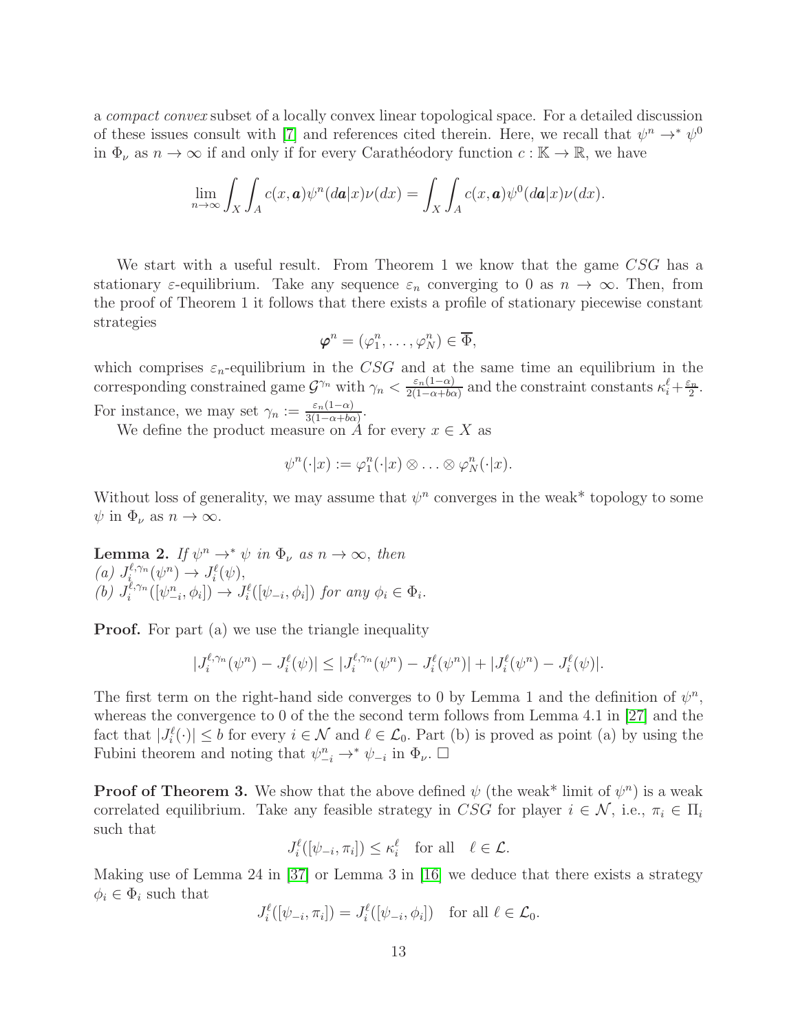a *compact convex* subset of a locally convex linear topological space. For a detailed discussion of these issues consult with [7] and references cited therein. Here, we recall that $\psi^n \to^* \psi^0$ in $\Phi_\nu$ as $n \to \infty$ if and only if for every Carathéodory function $c : \mathbb{K} \to \mathbb{R}$, we have

$$\lim_{n\to\infty} \int_X \int_A c(x, \boldsymbol{a}) \psi^n(d\boldsymbol{a}|x)\nu(dx) = \int_X \int_A c(x, \boldsymbol{a}) \psi^0(d\boldsymbol{a}|x)\nu(dx).$$

We start with a useful result. From Theorem 1 we know that the game $CSG$ has a stationary $\varepsilon$-equilibrium. Take any sequence $\varepsilon_n$ converging to 0 as $n \to \infty$. Then, from the proof of Theorem 1 it follows that there exists a profile of stationary piecewise constant strategies

$$\boldsymbol{\varphi}^n = (\varphi_1^n, \ldots, \varphi_N^n) \in \overline{\Phi},$$

which comprises $\varepsilon_n$-equilibrium in the $CSG$ and at the same time an equilibrium in the corresponding constrained game $\mathcal{G}^{\gamma_n}$ with $\gamma_n < \frac{\varepsilon_n(1-\alpha)}{2(1-\alpha+b\alpha)}$ and the constraint constants $\kappa_i^\ell + \frac{\varepsilon_n}{2}$. For instance, we may set $\gamma_n := \frac{\varepsilon_n(1-\alpha)}{3(1-\alpha+b\alpha)}$.

We define the product measure on $A$ for every $x \in X$ as

$$\psi^n(\cdot|x) := \varphi_1^n(\cdot|x) \otimes \ldots \otimes \varphi_N^n(\cdot|x).$$

Without loss of generality, we may assume that $\psi^n$ converges in the weak* topology to some $\psi$ in $\Phi_\nu$ as $n \to \infty$.

**Lemma 2.** *If $\psi^n \to^* \psi$ in $\Phi_\nu$ as $n \to \infty$, then*
*(a) $J_i^{\ell,\gamma_n}(\psi^n) \to J_i^\ell(\psi)$,*
*(b) $J_i^{\ell,\gamma_n}([\psi_{-i}^n, \phi_i]) \to J_i^\ell([\psi_{-i}, \phi_i])$ for any $\phi_i \in \Phi_i$.*

**Proof.** For part (a) we use the triangle inequality

$$|J_i^{\ell,\gamma_n}(\psi^n) - J_i^\ell(\psi)| \leq |J_i^{\ell,\gamma_n}(\psi^n) - J_i^\ell(\psi^n)| + |J_i^\ell(\psi^n) - J_i^\ell(\psi)|.$$

The first term on the right-hand side converges to 0 by Lemma 1 and the definition of $\psi^n$, whereas the convergence to 0 of the the second term follows from Lemma 4.1 in [27] and the fact that $|J_i^\ell(\cdot)| \leq b$ for every $i \in \mathcal{N}$ and $\ell \in \mathcal{L}_0$. Part (b) is proved as point (a) by using the Fubini theorem and noting that $\psi_{-i}^n \to^* \psi_{-i}$ in $\Phi_\nu$. $\square$

**Proof of Theorem 3.** We show that the above defined $\psi$ (the weak* limit of $\psi^n$) is a weak correlated equilibrium. Take any feasible strategy in $CSG$ for player $i \in \mathcal{N}$, i.e., $\pi_i \in \Pi_i$ such that

$$J_i^\ell([\psi_{-i}, \pi_i]) \leq \kappa_i^\ell \quad \text{for all} \quad \ell \in \mathcal{L}.$$

Making use of Lemma 24 in [37] or Lemma 3 in [16] we deduce that there exists a strategy $\phi_i \in \Phi_i$ such that

$$J_i^\ell([\psi_{-i}, \pi_i]) = J_i^\ell([\psi_{-i}, \phi_i]) \quad \text{for all } \ell \in \mathcal{L}_0.$$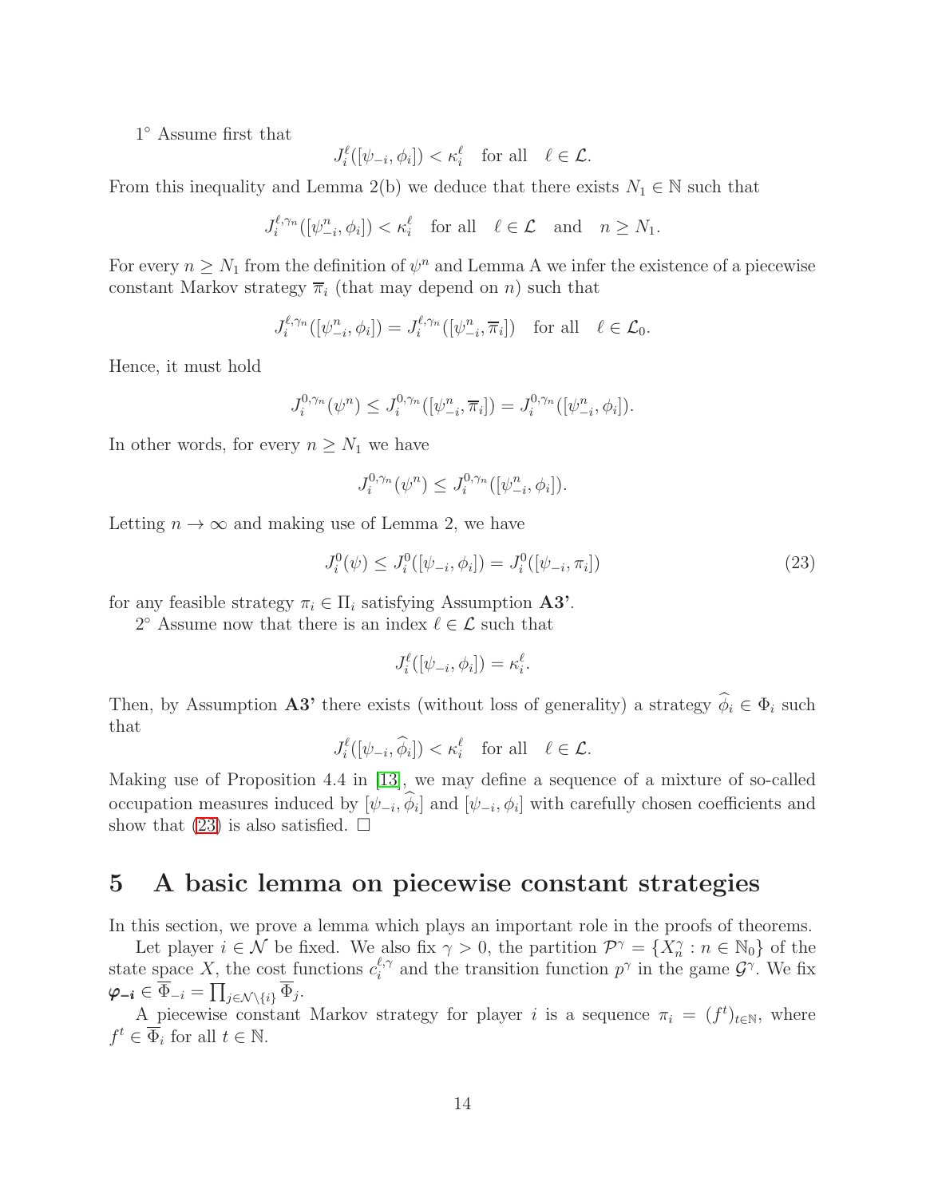1° Assume first that

$$J_i^\ell([\psi_{-i}, \phi_i]) < \kappa_i^\ell \quad \text{for all} \quad \ell \in \mathcal{L}.$$

From this inequality and Lemma 2(b) we deduce that there exists $N_1 \in \mathbb{N}$ such that

$$J_i^{\ell,\gamma_n}([\psi_{-i}^n, \phi_i]) < \kappa_i^\ell \quad \text{for all} \quad \ell \in \mathcal{L} \quad \text{and} \quad n \geq N_1.$$

For every $n \geq N_1$ from the definition of $\psi^n$ and Lemma A we infer the existence of a piecewise constant Markov strategy $\overline{\pi}_i$ (that may depend on $n$) such that

$$J_i^{\ell,\gamma_n}([\psi_{-i}^n, \phi_i]) = J_i^{\ell,\gamma_n}([\psi_{-i}^n, \overline{\pi}_i]) \quad \text{for all} \quad \ell \in \mathcal{L}_0.$$

Hence, it must hold

$$J_i^{0,\gamma_n}(\psi^n) \leq J_i^{0,\gamma_n}([\psi_{-i}^n, \overline{\pi}_i]) = J_i^{0,\gamma_n}([\psi_{-i}^n, \phi_i]).$$

In other words, for every $n \geq N_1$ we have

$$J_i^{0,\gamma_n}(\psi^n) \leq J_i^{0,\gamma_n}([\psi_{-i}^n, \phi_i]).$$

Letting $n \to \infty$ and making use of Lemma 2, we have

$$J_i^0(\psi) \leq J_i^0([\psi_{-i}, \phi_i]) = J_i^0([\psi_{-i}, \pi_i]) \tag{23}$$

for any feasible strategy $\pi_i \in \Pi_i$ satisfying Assumption **A3'**.

2° Assume now that there is an index $\ell \in \mathcal{L}$ such that

$$J_i^\ell([\psi_{-i}, \phi_i]) = \kappa_i^\ell.$$

Then, by Assumption **A3'** there exists (without loss of generality) a strategy $\widehat{\phi}_i \in \Phi_i$ such that

$$J_i^\ell([\psi_{-i}, \widehat{\phi}_i]) < \kappa_i^\ell \quad \text{for all} \quad \ell \in \mathcal{L}.$$

Making use of Proposition 4.4 in [13], we may define a sequence of a mixture of so-called occupation measures induced by $[\psi_{-i}, \widehat{\phi}_i]$ and $[\psi_{-i}, \phi_i]$ with carefully chosen coefficients and show that (23) is also satisfied. $\square$

# 5 A basic lemma on piecewise constant strategies

In this section, we prove a lemma which plays an important role in the proofs of theorems.

Let player $i \in \mathcal{N}$ be fixed. We also fix $\gamma > 0$, the partition $\mathcal{P}^\gamma = \{X_n^\gamma : n \in \mathbb{N}_0\}$ of the state space $X$, the cost functions $c_i^{\ell,\gamma}$ and the transition function $p^\gamma$ in the game $\mathcal{G}^\gamma$. We fix $\boldsymbol{\varphi_{-i}} \in \overline{\Phi}_{-i} = \prod_{j \in \mathcal{N} \setminus \{i\}} \overline{\Phi}_j$.

A piecewise constant Markov strategy for player $i$ is a sequence $\pi_i = (f^t)_{t \in \mathbb{N}}$, where $f^t \in \overline{\Phi}_i$ for all $t \in \mathbb{N}$.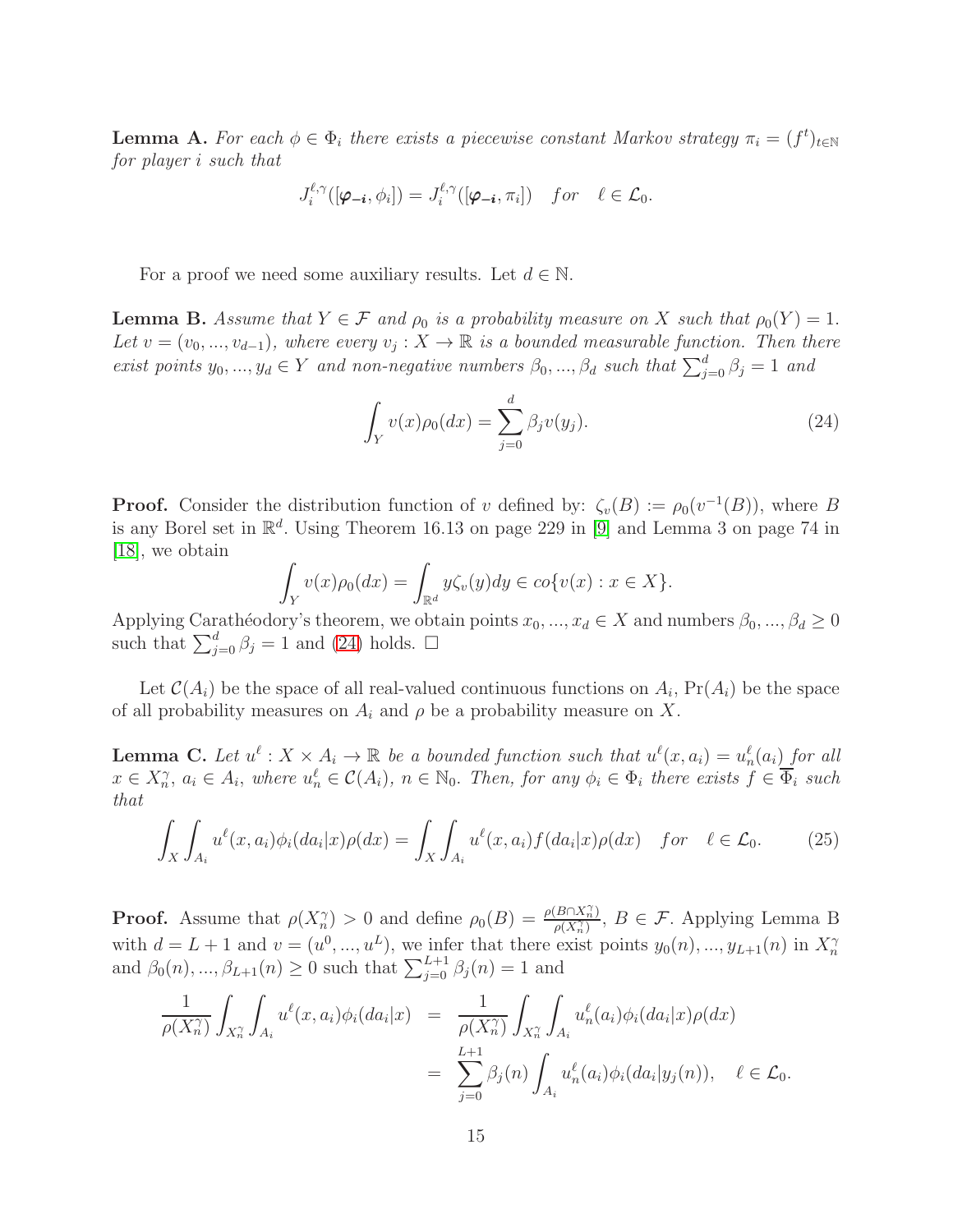**Lemma A.** *For each $\phi \in \Phi_i$ there exists a piecewise constant Markov strategy $\pi_i = (f^t)_{t\in\mathbb{N}}$ for player $i$ such that*

$$J_i^{\ell,\gamma}([\boldsymbol{\varphi_{-i}}, \phi_i]) = J_i^{\ell,\gamma}([\boldsymbol{\varphi_{-i}}, \pi_i]) \quad \textit{for} \quad \ell \in \mathcal{L}_0.$$

For a proof we need some auxiliary results. Let $d \in \mathbb{N}$.

**Lemma B.** *Assume that $Y \in \mathcal{F}$ and $\rho_0$ is a probability measure on $X$ such that $\rho_0(Y) = 1$. Let $v = (v_0, ..., v_{d-1})$, where every $v_j : X \to \mathbb{R}$ is a bounded measurable function. Then there exist points $y_0, ..., y_d \in Y$ and non-negative numbers $\beta_0, ..., \beta_d$ such that $\sum_{j=0}^{d} \beta_j = 1$ and*

$$\int_Y v(x)\rho_0(dx) = \sum_{j=0}^{d} \beta_j v(y_j). \tag{24}$$

**Proof.** Consider the distribution function of $v$ defined by: $\zeta_v(B) := \rho_0(v^{-1}(B))$, where $B$ is any Borel set in $\mathbb{R}^d$. Using Theorem 16.13 on page 229 in [9] and Lemma 3 on page 74 in [18], we obtain

$$\int_Y v(x)\rho_0(dx) = \int_{\mathbb{R}^d} y\zeta_v(y)dy \in co\{v(x) : x \in X\}.$$

Applying Carathéodory's theorem, we obtain points $x_0, ..., x_d \in X$ and numbers $\beta_0, ..., \beta_d \geq 0$ such that $\sum_{j=0}^{d} \beta_j = 1$ and (24) holds. $\Box$

Let $\mathcal{C}(A_i)$ be the space of all real-valued continuous functions on $A_i$, $\Pr(A_i)$ be the space of all probability measures on $A_i$ and $\rho$ be a probability measure on $X$.

**Lemma C.** *Let $u^\ell : X \times A_i \to \mathbb{R}$ be a bounded function such that $u^\ell(x, a_i) = u_n^\ell(a_i)$ for all $x \in X_n^\gamma$, $a_i \in A_i$, where $u_n^\ell \in \mathcal{C}(A_i)$, $n \in \mathbb{N}_0$. Then, for any $\phi_i \in \Phi_i$ there exists $f \in \overline{\Phi}_i$ such that*

$$\int_X \int_{A_i} u^\ell(x, a_i)\phi_i(da_i|x)\rho(dx) = \int_X \int_{A_i} u^\ell(x, a_i)f(da_i|x)\rho(dx) \quad \textit{for} \quad \ell \in \mathcal{L}_0. \tag{25}$$

**Proof.** Assume that $\rho(X_n^\gamma) > 0$ and define $\rho_0(B) = \frac{\rho(B\cap X_n^\gamma)}{\rho(X_n^\gamma)}$, $B \in \mathcal{F}$. Applying Lemma B with $d = L + 1$ and $v = (u^0, ..., u^L)$, we infer that there exist points $y_0(n), ..., y_{L+1}(n)$ in $X_n^\gamma$ and $\beta_0(n), ..., \beta_{L+1}(n) \geq 0$ such that $\sum_{j=0}^{L+1} \beta_j(n) = 1$ and

$$\begin{aligned}
\frac{1}{\rho(X_n^\gamma)} \int_{X_n^\gamma} \int_{A_i} u^\ell(x, a_i)\phi_i(da_i|x) &= \frac{1}{\rho(X_n^\gamma)} \int_{X_n^\gamma} \int_{A_i} u_n^\ell(a_i)\phi_i(da_i|x)\rho(dx) \\
&= \sum_{j=0}^{L+1} \beta_j(n) \int_{A_i} u_n^\ell(a_i)\phi_i(da_i|y_j(n)), \quad \ell \in \mathcal{L}_0.
\end{aligned}$$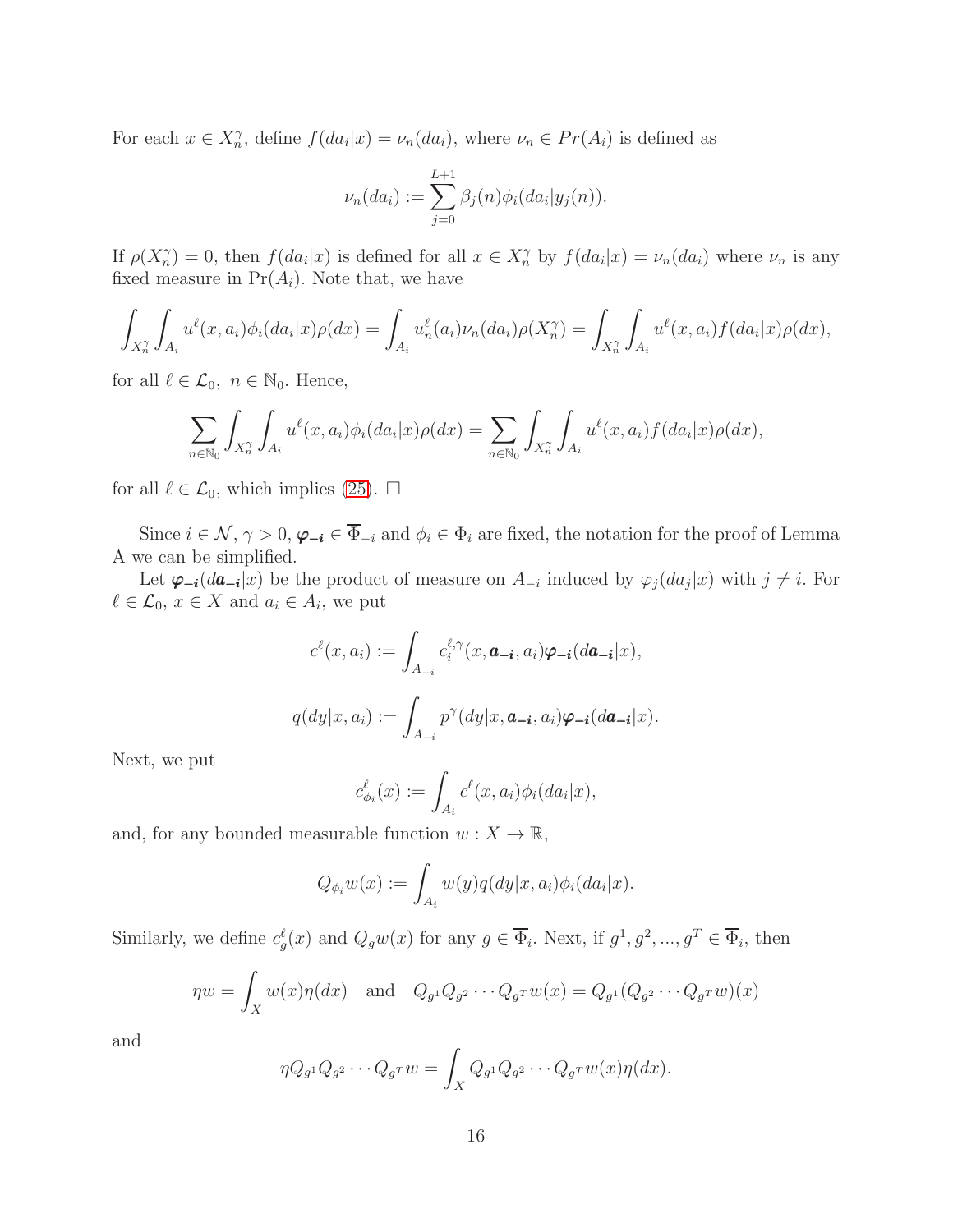For each $x \in X_n^\gamma$, define $f(da_i|x) = \nu_n(da_i)$, where $\nu_n \in Pr(A_i)$ is defined as

$$\nu_n(da_i) := \sum_{j=0}^{L+1} \beta_j(n)\phi_i(da_i|y_j(n)).$$

If $\rho(X_n^\gamma) = 0$, then $f(da_i|x)$ is defined for all $x \in X_n^\gamma$ by $f(da_i|x) = \nu_n(da_i)$ where $\nu_n$ is any fixed measure in $\Pr(A_i)$. Note that, we have

$$\int_{X_n^\gamma}\int_{A_i} u^\ell(x,a_i)\phi_i(da_i|x)\rho(dx) = \int_{A_i} u_n^\ell(a_i)\nu_n(da_i)\rho(X_n^\gamma) = \int_{X_n^\gamma}\int_{A_i} u^\ell(x,a_i)f(da_i|x)\rho(dx),$$

for all $\ell \in \mathcal{L}_0$, $n \in \mathbb{N}_0$. Hence,

$$\sum_{n\in\mathbb{N}_0}\int_{X_n^\gamma}\int_{A_i} u^\ell(x,a_i)\phi_i(da_i|x)\rho(dx) = \sum_{n\in\mathbb{N}_0}\int_{X_n^\gamma}\int_{A_i} u^\ell(x,a_i)f(da_i|x)\rho(dx),$$

for all $\ell \in \mathcal{L}_0$, which implies (25). □

Since $i \in \mathcal{N}$, $\gamma > 0$, $\boldsymbol{\varphi_{-i}} \in \overline{\Phi}_{-i}$ and $\phi_i \in \Phi_i$ are fixed, the notation for the proof of Lemma A we can be simplified.

Let $\boldsymbol{\varphi_{-i}}(d\boldsymbol{a_{-i}}|x)$ be the product of measure on $A_{-i}$ induced by $\varphi_j(da_j|x)$ with $j \neq i$. For $\ell \in \mathcal{L}_0$, $x \in X$ and $a_i \in A_i$, we put

$$c^\ell(x,a_i) := \int_{A_{-i}} c_i^{\ell,\gamma}(x,\boldsymbol{a_{-i}},a_i)\boldsymbol{\varphi_{-i}}(d\boldsymbol{a_{-i}}|x),$$

$$q(dy|x,a_i) := \int_{A_{-i}} p^\gamma(dy|x,\boldsymbol{a_{-i}},a_i)\boldsymbol{\varphi_{-i}}(d\boldsymbol{a_{-i}}|x).$$

Next, we put

$$c_{\phi_i}^\ell(x) := \int_{A_i} c^\ell(x,a_i)\phi_i(da_i|x),$$

and, for any bounded measurable function $w : X \to \mathbb{R}$,

$$Q_{\phi_i}w(x) := \int_{A_i} w(y)q(dy|x,a_i)\phi_i(da_i|x).$$

Similarly, we define $c_g^\ell(x)$ and $Q_g w(x)$ for any $g \in \overline{\Phi}_i$. Next, if $g^1, g^2, ..., g^T \in \overline{\Phi}_i$, then

$$\eta w = \int_X w(x)\eta(dx) \quad \text{and} \quad Q_{g^1}Q_{g^2}\cdots Q_{g^T}w(x) = Q_{g^1}(Q_{g^2}\cdots Q_{g^T}w)(x)$$

and

$$\eta Q_{g^1}Q_{g^2}\cdots Q_{g^T}w = \int_X Q_{g^1}Q_{g^2}\cdots Q_{g^T}w(x)\eta(dx).$$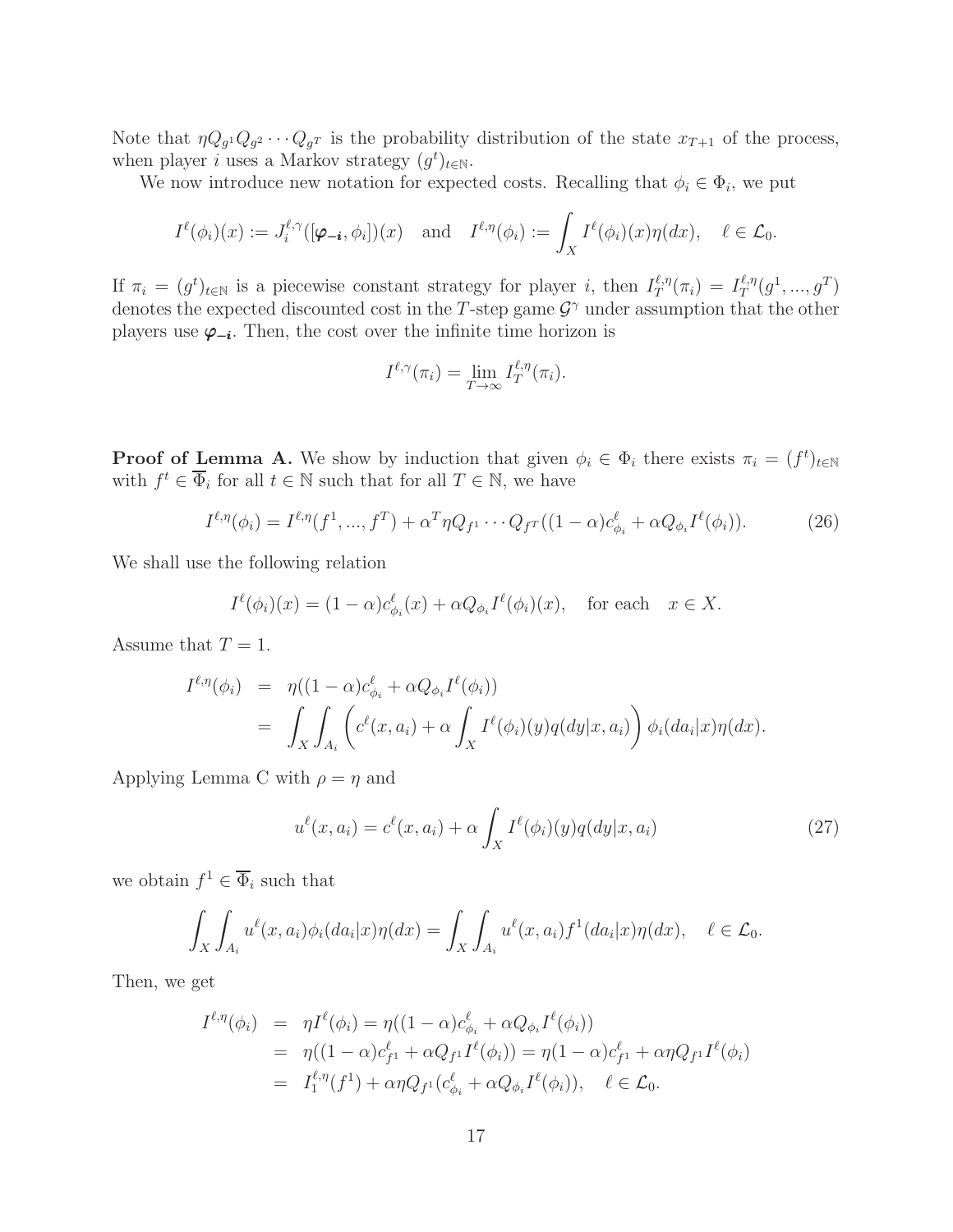Note that $\eta Q_{g^1} Q_{g^2} \cdots Q_{g^T}$ is the probability distribution of the state $x_{T+1}$ of the process, when player $i$ uses a Markov strategy $(g^t)_{t \in \mathbb{N}}$.

We now introduce new notation for expected costs. Recalling that $\phi_i \in \Phi_i$, we put

$$I^\ell(\phi_i)(x) := J_i^{\ell,\gamma}([\boldsymbol{\varphi_{-i}}, \phi_i])(x) \quad \text{and} \quad I^{\ell,\eta}(\phi_i) := \int_X I^\ell(\phi_i)(x)\eta(dx), \quad \ell \in \mathcal{L}_0.$$

If $\pi_i = (g^t)_{t \in \mathbb{N}}$ is a piecewise constant strategy for player $i$, then $I_T^{\ell,\eta}(\pi_i) = I_T^{\ell,\eta}(g^1, ..., g^T)$ denotes the expected discounted cost in the $T$-step game $\mathcal{G}^\gamma$ under assumption that the other players use $\boldsymbol{\varphi_{-i}}$. Then, the cost over the infinite time horizon is

$$I^{\ell,\gamma}(\pi_i) = \lim_{T \to \infty} I_T^{\ell,\eta}(\pi_i).$$

**Proof of Lemma A.** We show by induction that given $\phi_i \in \Phi_i$ there exists $\pi_i = (f^t)_{t \in \mathbb{N}}$ with $f^t \in \overline{\Phi}_i$ for all $t \in \mathbb{N}$ such that for all $T \in \mathbb{N}$, we have

$$I^{\ell,\eta}(\phi_i) = I^{\ell,\eta}(f^1, ..., f^T) + \alpha^T \eta Q_{f^1} \cdots Q_{f^T}((1-\alpha)c^\ell_{\phi_i} + \alpha Q_{\phi_i} I^\ell(\phi_i)). \tag{26}$$

We shall use the following relation

$$I^\ell(\phi_i)(x) = (1-\alpha)c^\ell_{\phi_i}(x) + \alpha Q_{\phi_i} I^\ell(\phi_i)(x), \quad \text{for each} \quad x \in X.$$

Assume that $T = 1$.

$$\begin{aligned} I^{\ell,\eta}(\phi_i) &= \eta((1-\alpha)c^\ell_{\phi_i} + \alpha Q_{\phi_i} I^\ell(\phi_i)) \\ &= \int_X \int_{A_i} \left( c^\ell(x, a_i) + \alpha \int_X I^\ell(\phi_i)(y) q(dy|x, a_i) \right) \phi_i(da_i|x)\eta(dx). \end{aligned}$$

Applying Lemma C with $\rho = \eta$ and

$$u^\ell(x, a_i) = c^\ell(x, a_i) + \alpha \int_X I^\ell(\phi_i)(y) q(dy|x, a_i) \tag{27}$$

we obtain $f^1 \in \overline{\Phi}_i$ such that

$$\int_X \int_{A_i} u^\ell(x, a_i)\phi_i(da_i|x)\eta(dx) = \int_X \int_{A_i} u^\ell(x, a_i) f^1(da_i|x)\eta(dx), \quad \ell \in \mathcal{L}_0.$$

Then, we get

$$\begin{aligned} I^{\ell,\eta}(\phi_i) &= \eta I^\ell(\phi_i) = \eta((1-\alpha)c^\ell_{\phi_i} + \alpha Q_{\phi_i} I^\ell(\phi_i)) \\ &= \eta((1-\alpha)c^\ell_{f^1} + \alpha Q_{f^1} I^\ell(\phi_i)) = \eta(1-\alpha)c^\ell_{f^1} + \alpha \eta Q_{f^1} I^\ell(\phi_i) \\ &= I_1^{\ell,\eta}(f^1) + \alpha \eta Q_{f^1}(c^\ell_{\phi_i} + \alpha Q_{\phi_i} I^\ell(\phi_i)), \quad \ell \in \mathcal{L}_0. \end{aligned}$$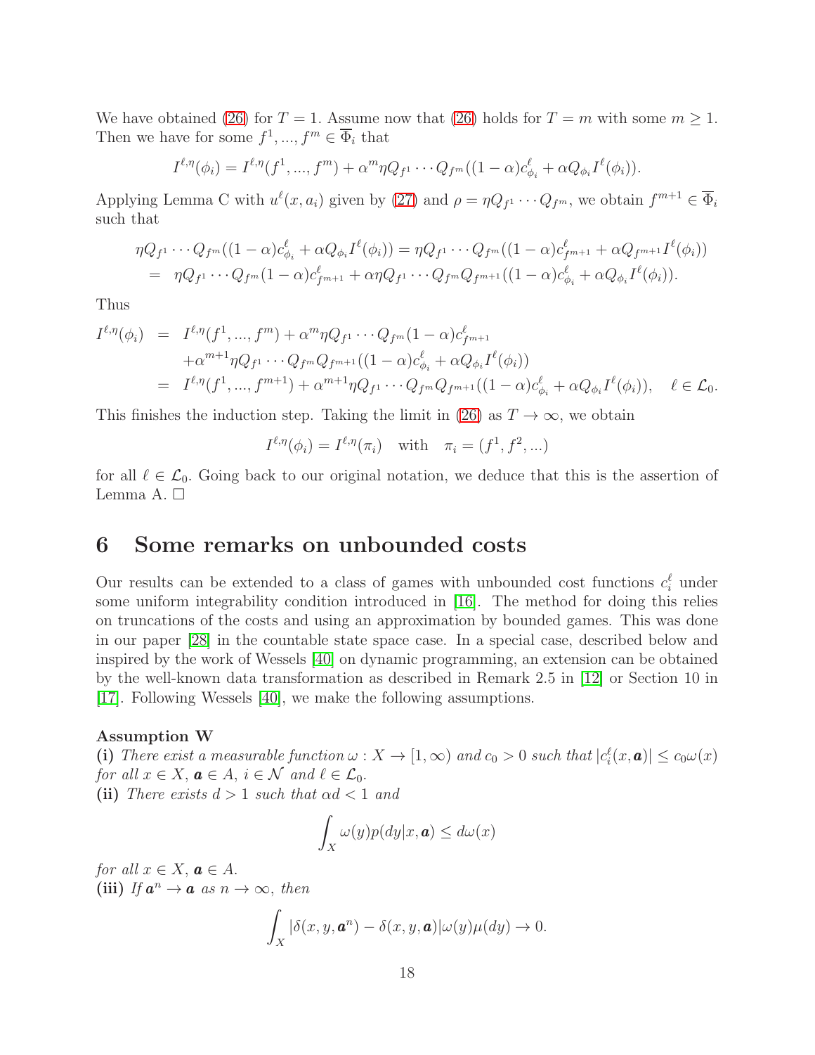We have obtained (26) for $T = 1$. Assume now that (26) holds for $T = m$ with some $m \geq 1$. Then we have for some $f^1, ..., f^m \in \overline{\Phi}_i$ that

$$I^{\ell,\eta}(\phi_i) = I^{\ell,\eta}(f^1, ..., f^m) + \alpha^m \eta Q_{f^1} \cdots Q_{f^m}((1-\alpha)c^\ell_{\phi_i} + \alpha Q_{\phi_i} I^\ell(\phi_i)).$$

Applying Lemma C with $u^\ell(x, a_i)$ given by (27) and $\rho = \eta Q_{f^1} \cdots Q_{f^m}$, we obtain $f^{m+1} \in \overline{\Phi}_i$ such that

$$\begin{aligned}
&\eta Q_{f^1} \cdots Q_{f^m}((1-\alpha)c^\ell_{\phi_i} + \alpha Q_{\phi_i} I^\ell(\phi_i)) = \eta Q_{f^1} \cdots Q_{f^m}((1-\alpha)c^\ell_{f^{m+1}} + \alpha Q_{f^{m+1}} I^\ell(\phi_i)) \\
&= \ \eta Q_{f^1} \cdots Q_{f^m}(1-\alpha)c^\ell_{f^{m+1}} + \alpha \eta Q_{f^1} \cdots Q_{f^m} Q_{f^{m+1}}((1-\alpha)c^\ell_{\phi_i} + \alpha Q_{\phi_i} I^\ell(\phi_i)).
\end{aligned}$$

Thus

$$\begin{aligned}
I^{\ell,\eta}(\phi_i) &= I^{\ell,\eta}(f^1, ..., f^m) + \alpha^m \eta Q_{f^1} \cdots Q_{f^m}(1-\alpha)c^\ell_{f^{m+1}} \\
&\quad + \alpha^{m+1} \eta Q_{f^1} \cdots Q_{f^m} Q_{f^{m+1}}((1-\alpha)c^\ell_{\phi_i} + \alpha Q_{\phi_i} I^\ell(\phi_i)) \\
&= I^{\ell,\eta}(f^1, ..., f^{m+1}) + \alpha^{m+1} \eta Q_{f^1} \cdots Q_{f^m} Q_{f^{m+1}}((1-\alpha)c^\ell_{\phi_i} + \alpha Q_{\phi_i} I^\ell(\phi_i)), \quad \ell \in \mathcal{L}_0.
\end{aligned}$$

This finishes the induction step. Taking the limit in (26) as $T \to \infty$, we obtain

$$I^{\ell,\eta}(\phi_i) = I^{\ell,\eta}(\pi_i) \quad \text{with} \quad \pi_i = (f^1, f^2, ...)$$

for all $\ell \in \mathcal{L}_0$. Going back to our original notation, we deduce that this is the assertion of Lemma A. $\square$

# 6 Some remarks on unbounded costs

Our results can be extended to a class of games with unbounded cost functions $c^\ell_i$ under some uniform integrability condition introduced in [16]. The method for doing this relies on truncations of the costs and using an approximation by bounded games. This was done in our paper [28] in the countable state space case. In a special case, described below and inspired by the work of Wessels [40] on dynamic programming, an extension can be obtained by the well-known data transformation as described in Remark 2.5 in [12] or Section 10 in [17]. Following Wessels [40], we make the following assumptions.

**Assumption W**

**(i)** *There exist a measurable function $\omega : X \to [1, \infty)$ and $c_0 > 0$ such that $|c^\ell_i(x, \boldsymbol{a})| \leq c_0 \omega(x)$ for all $x \in X$, $\boldsymbol{a} \in A$, $i \in \mathcal{N}$ and $\ell \in \mathcal{L}_0$.*

**(ii)** *There exists $d > 1$ such that $\alpha d < 1$ and*

$$\int_X \omega(y) p(dy|x, \boldsymbol{a}) \leq d\omega(x)$$

*for all $x \in X$, $\boldsymbol{a} \in A$.*

**(iii)** *If $\boldsymbol{a}^n \to \boldsymbol{a}$ as $n \to \infty$, then*

$$\int_X |\delta(x, y, \boldsymbol{a}^n) - \delta(x, y, \boldsymbol{a})| \omega(y) \mu(dy) \to 0.$$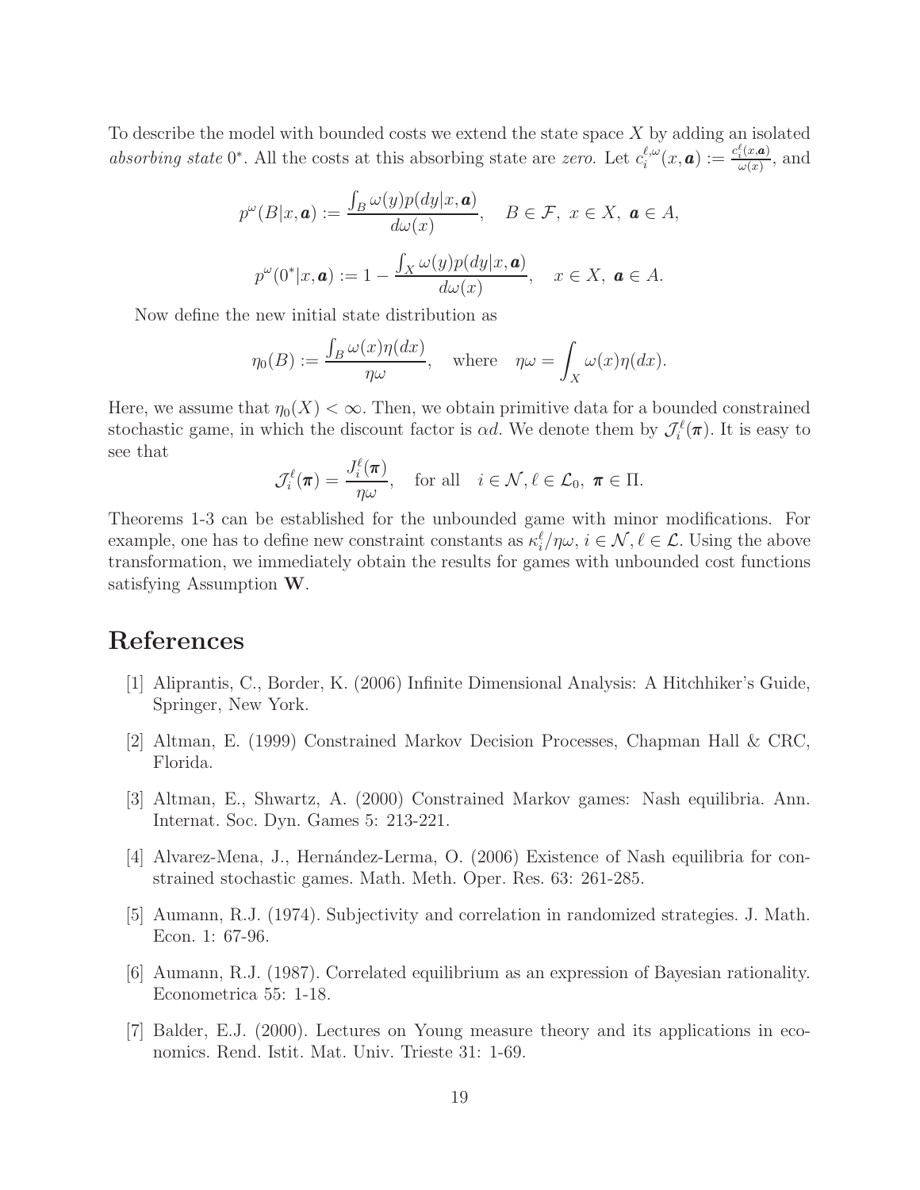To describe the model with bounded costs we extend the state space $X$ by adding an isolated *absorbing state* $0^*$. All the costs at this absorbing state are *zero*. Let $c_i^{\ell,\omega}(x, \boldsymbol{a}) := \frac{c_i^\ell(x,\boldsymbol{a})}{\omega(x)}$, and

$$p^\omega(B|x, \boldsymbol{a}) := \frac{\int_B \omega(y) p(dy|x, \boldsymbol{a})}{d\omega(x)}, \quad B \in \mathcal{F},\ x \in X,\ \boldsymbol{a} \in A,$$

$$p^\omega(0^*|x, \boldsymbol{a}) := 1 - \frac{\int_X \omega(y) p(dy|x, \boldsymbol{a})}{d\omega(x)}, \quad x \in X,\ \boldsymbol{a} \in A.$$

Now define the new initial state distribution as

$$\eta_0(B) := \frac{\int_B \omega(x)\eta(dx)}{\eta\omega}, \quad \text{where} \quad \eta\omega = \int_X \omega(x)\eta(dx).$$

Here, we assume that $\eta_0(X) < \infty$. Then, we obtain primitive data for a bounded constrained stochastic game, in which the discount factor is $\alpha d$. We denote them by $\mathcal{J}_i^\ell(\boldsymbol{\pi})$. It is easy to see that

$$\mathcal{J}_i^\ell(\boldsymbol{\pi}) = \frac{J_i^\ell(\boldsymbol{\pi})}{\eta\omega}, \quad \text{for all} \quad i \in \mathcal{N}, \ell \in \mathcal{L}_0,\ \boldsymbol{\pi} \in \Pi.$$

Theorems 1-3 can be established for the unbounded game with minor modifications. For example, one has to define new constraint constants as $\kappa_i^\ell/\eta\omega$, $i \in \mathcal{N}, \ell \in \mathcal{L}$. Using the above transformation, we immediately obtain the results for games with unbounded cost functions satisfying Assumption **W**.

# References

[1] Aliprantis, C., Border, K. (2006) Infinite Dimensional Analysis: A Hitchhiker's Guide, Springer, New York.

[2] Altman, E. (1999) Constrained Markov Decision Processes, Chapman Hall & CRC, Florida.

[3] Altman, E., Shwartz, A. (2000) Constrained Markov games: Nash equilibria. Ann. Internat. Soc. Dyn. Games 5: 213-221.

[4] Alvarez-Mena, J., Hernández-Lerma, O. (2006) Existence of Nash equilibria for constrained stochastic games. Math. Meth. Oper. Res. 63: 261-285.

[5] Aumann, R.J. (1974). Subjectivity and correlation in randomized strategies. J. Math. Econ. 1: 67-96.

[6] Aumann, R.J. (1987). Correlated equilibrium as an expression of Bayesian rationality. Econometrica 55: 1-18.

[7] Balder, E.J. (2000). Lectures on Young measure theory and its applications in economics. Rend. Istit. Mat. Univ. Trieste 31: 1-69.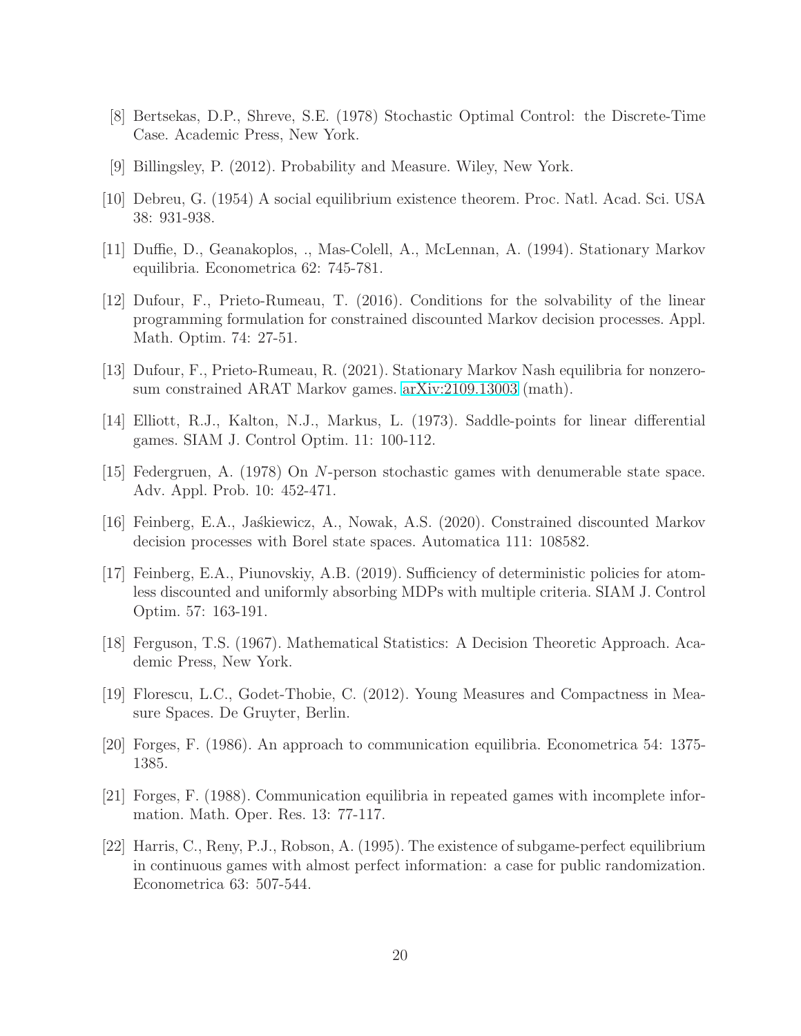[8] Bertsekas, D.P., Shreve, S.E. (1978) Stochastic Optimal Control: the Discrete-Time Case. Academic Press, New York.

[9] Billingsley, P. (2012). Probability and Measure. Wiley, New York.

[10] Debreu, G. (1954) A social equilibrium existence theorem. Proc. Natl. Acad. Sci. USA 38: 931-938.

[11] Duffie, D., Geanakoplos, ., Mas-Colell, A., McLennan, A. (1994). Stationary Markov equilibria. Econometrica 62: 745-781.

[12] Dufour, F., Prieto-Rumeau, T. (2016). Conditions for the solvability of the linear programming formulation for constrained discounted Markov decision processes. Appl. Math. Optim. 74: 27-51.

[13] Dufour, F., Prieto-Rumeau, R. (2021). Stationary Markov Nash equilibria for nonzero-sum constrained ARAT Markov games. arXiv:2109.13003 (math).

[14] Elliott, R.J., Kalton, N.J., Markus, L. (1973). Saddle-points for linear differential games. SIAM J. Control Optim. 11: 100-112.

[15] Federgruen, A. (1978) On $N$-person stochastic games with denumerable state space. Adv. Appl. Prob. 10: 452-471.

[16] Feinberg, E.A., Jaśkiewicz, A., Nowak, A.S. (2020). Constrained discounted Markov decision processes with Borel state spaces. Automatica 111: 108582.

[17] Feinberg, E.A., Piunovskiy, A.B. (2019). Sufficiency of deterministic policies for atomless discounted and uniformly absorbing MDPs with multiple criteria. SIAM J. Control Optim. 57: 163-191.

[18] Ferguson, T.S. (1967). Mathematical Statistics: A Decision Theoretic Approach. Academic Press, New York.

[19] Florescu, L.C., Godet-Thobie, C. (2012). Young Measures and Compactness in Measure Spaces. De Gruyter, Berlin.

[20] Forges, F. (1986). An approach to communication equilibria. Econometrica 54: 1375-1385.

[21] Forges, F. (1988). Communication equilibria in repeated games with incomplete information. Math. Oper. Res. 13: 77-117.

[22] Harris, C., Reny, P.J., Robson, A. (1995). The existence of subgame-perfect equilibrium in continuous games with almost perfect information: a case for public randomization. Econometrica 63: 507-544.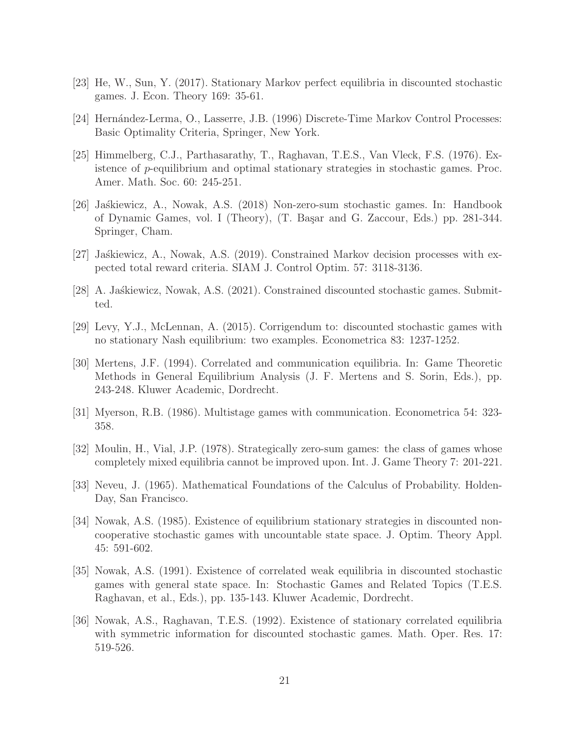[23] He, W., Sun, Y. (2017). Stationary Markov perfect equilibria in discounted stochastic games. J. Econ. Theory 169: 35-61.

[24] Hernández-Lerma, O., Lasserre, J.B. (1996) Discrete-Time Markov Control Processes: Basic Optimality Criteria, Springer, New York.

[25] Himmelberg, C.J., Parthasarathy, T., Raghavan, T.E.S., Van Vleck, F.S. (1976). Existence of $p$-equilibrium and optimal stationary strategies in stochastic games. Proc. Amer. Math. Soc. 60: 245-251.

[26] Jaśkiewicz, A., Nowak, A.S. (2018) Non-zero-sum stochastic games. In: Handbook of Dynamic Games, vol. I (Theory), (T. Başar and G. Zaccour, Eds.) pp. 281-344. Springer, Cham.

[27] Jaśkiewicz, A., Nowak, A.S. (2019). Constrained Markov decision processes with expected total reward criteria. SIAM J. Control Optim. 57: 3118-3136.

[28] A. Jaśkiewicz, Nowak, A.S. (2021). Constrained discounted stochastic games. Submitted.

[29] Levy, Y.J., McLennan, A. (2015). Corrigendum to: discounted stochastic games with no stationary Nash equilibrium: two examples. Econometrica 83: 1237-1252.

[30] Mertens, J.F. (1994). Correlated and communication equilibria. In: Game Theoretic Methods in General Equilibrium Analysis (J. F. Mertens and S. Sorin, Eds.), pp. 243-248. Kluwer Academic, Dordrecht.

[31] Myerson, R.B. (1986). Multistage games with communication. Econometrica 54: 323-358.

[32] Moulin, H., Vial, J.P. (1978). Strategically zero-sum games: the class of games whose completely mixed equilibria cannot be improved upon. Int. J. Game Theory 7: 201-221.

[33] Neveu, J. (1965). Mathematical Foundations of the Calculus of Probability. Holden-Day, San Francisco.

[34] Nowak, A.S. (1985). Existence of equilibrium stationary strategies in discounted noncooperative stochastic games with uncountable state space. J. Optim. Theory Appl. 45: 591-602.

[35] Nowak, A.S. (1991). Existence of correlated weak equilibria in discounted stochastic games with general state space. In: Stochastic Games and Related Topics (T.E.S. Raghavan, et al., Eds.), pp. 135-143. Kluwer Academic, Dordrecht.

[36] Nowak, A.S., Raghavan, T.E.S. (1992). Existence of stationary correlated equilibria with symmetric information for discounted stochastic games. Math. Oper. Res. 17: 519-526.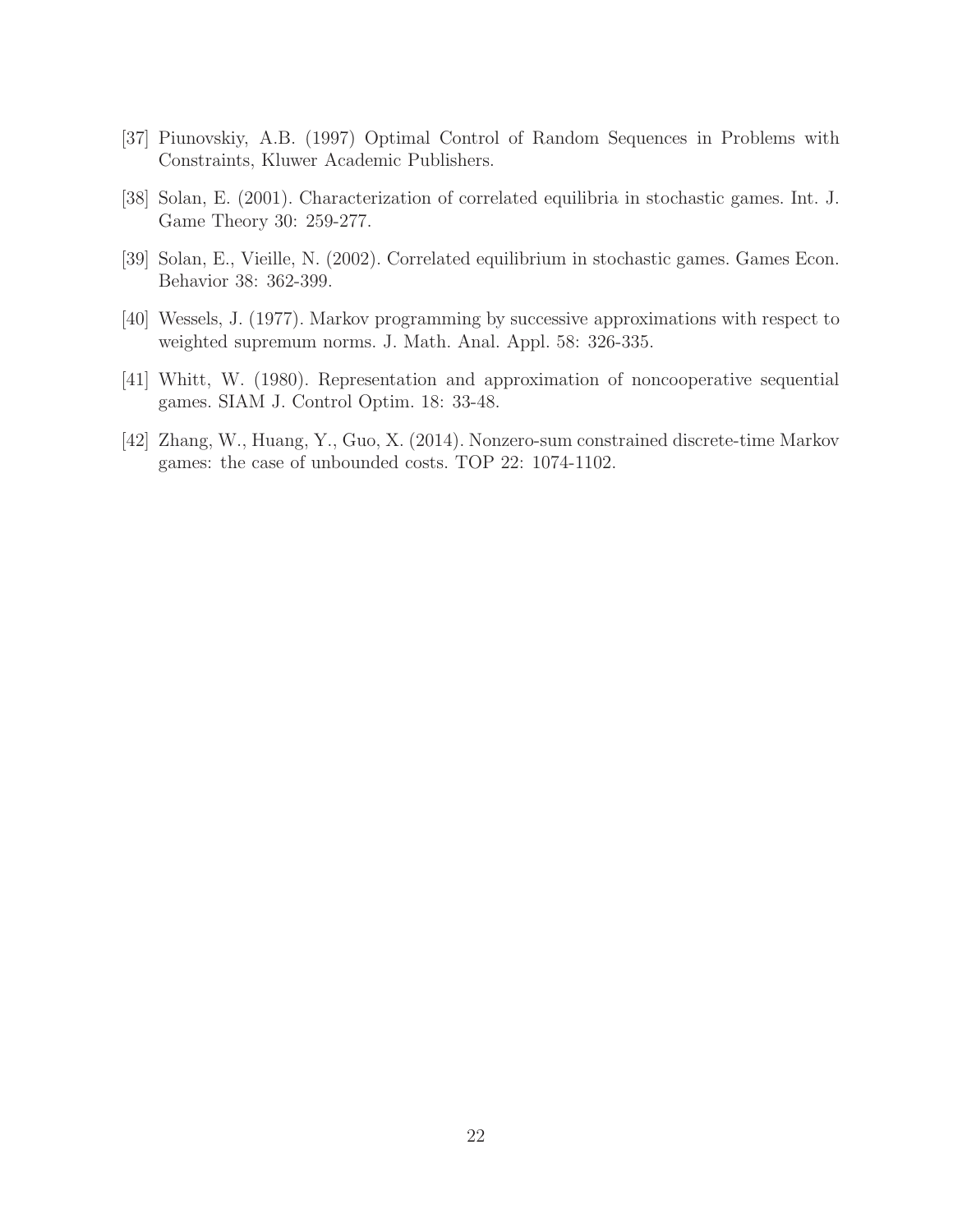[37] Piunovskiy, A.B. (1997) Optimal Control of Random Sequences in Problems with Constraints, Kluwer Academic Publishers.

[38] Solan, E. (2001). Characterization of correlated equilibria in stochastic games. Int. J. Game Theory 30: 259-277.

[39] Solan, E., Vieille, N. (2002). Correlated equilibrium in stochastic games. Games Econ. Behavior 38: 362-399.

[40] Wessels, J. (1977). Markov programming by successive approximations with respect to weighted supremum norms. J. Math. Anal. Appl. 58: 326-335.

[41] Whitt, W. (1980). Representation and approximation of noncooperative sequential games. SIAM J. Control Optim. 18: 33-48.

[42] Zhang, W., Huang, Y., Guo, X. (2014). Nonzero-sum constrained discrete-time Markov games: the case of unbounded costs. TOP 22: 1074-1102.